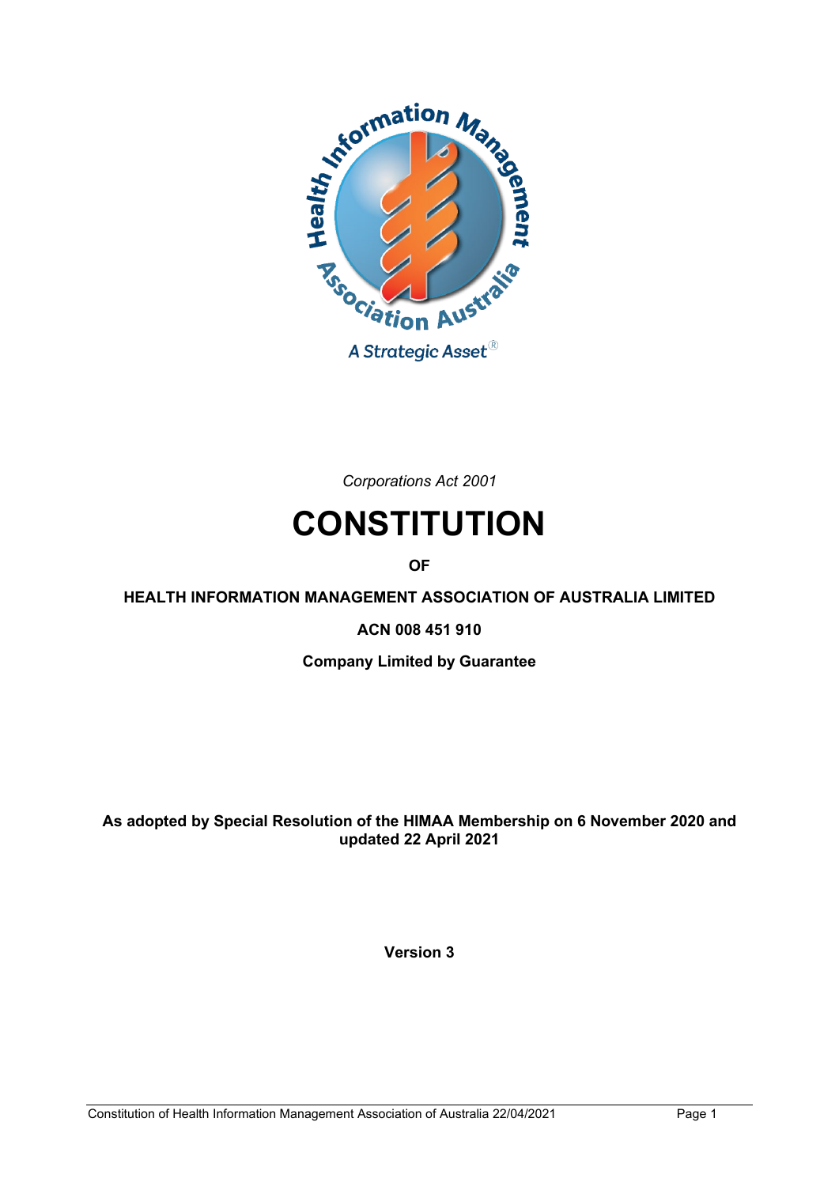*Corporations Act 2001*

# CONSTITUTION

**OF**

**HEALTH INFORMATION MANAGEMENT ASSOCIATION OF AUSTRALIA LIMITED**

**ACN 008 451 910**

**Company Limited by Guarantee**

**As adopted by Special Resolution of the HIMAA Membership on 6 November 2020 and updated 22 April 2021**

**Version 3**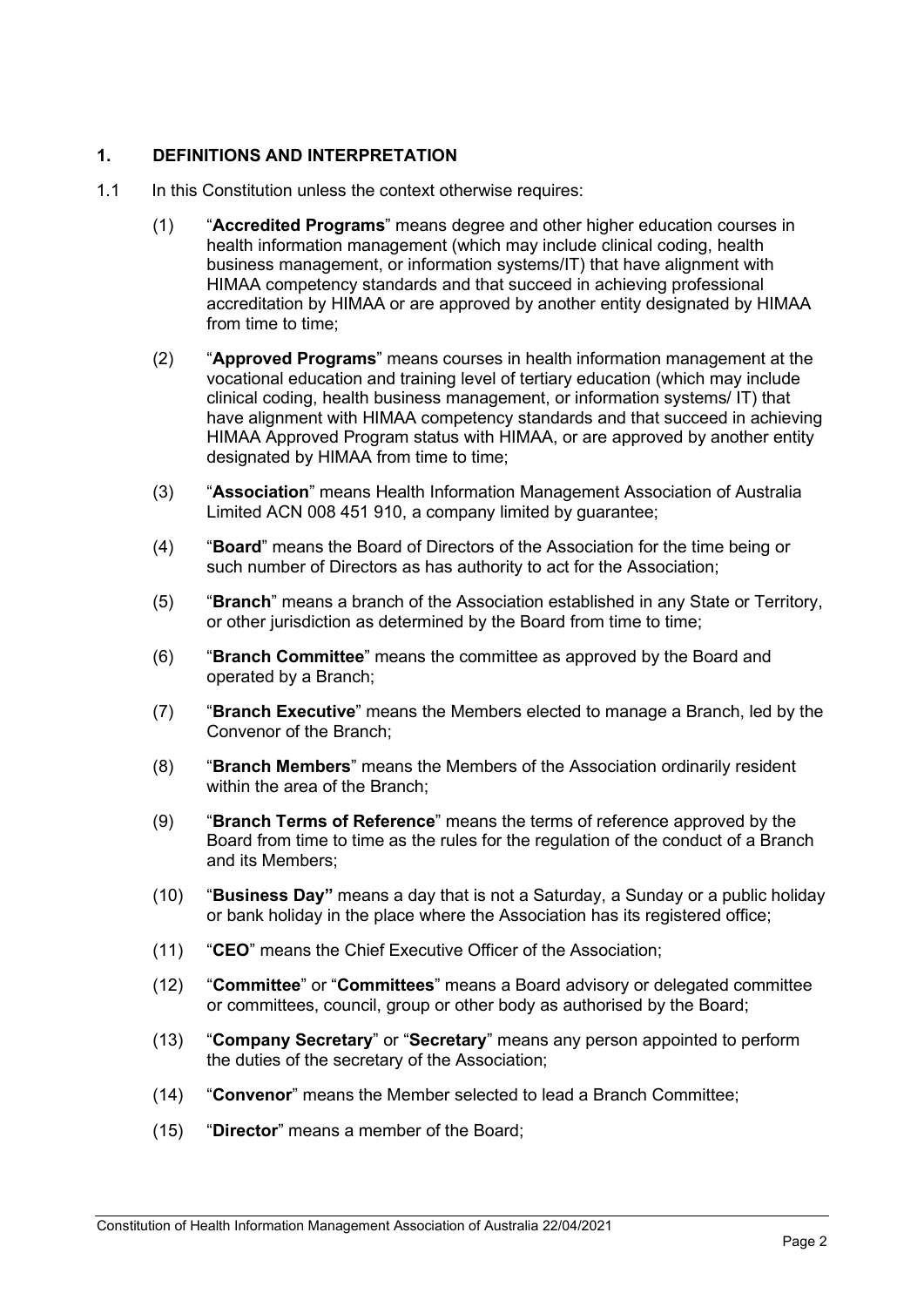## 1. DEFINITIONS AND INTERPRETATION

1.1 In this Constitution unless the context otherwise requires:

(1) "**Accredited Programs**" means degree and other higher education courses in health information management (which may include clinical coding, health business management, or information systems/IT) that have alignment with HIMAA competency standards and that succeed in achieving professional accreditation by HIMAA or are approved by another entity designated by HIMAA from time to time;

(2) "**Approved Programs**" means courses in health information management at the vocational education and training level of tertiary education (which may include clinical coding, health business management, or information systems/ IT) that have alignment with HIMAA competency standards and that succeed in achieving HIMAA Approved Program status with HIMAA, or are approved by another entity designated by HIMAA from time to time;

(3) "**Association**" means Health Information Management Association of Australia Limited ACN 008 451 910, a company limited by guarantee;

(4) "**Board**" means the Board of Directors of the Association for the time being or such number of Directors as has authority to act for the Association;

(5) "**Branch**" means a branch of the Association established in any State or Territory, or other jurisdiction as determined by the Board from time to time;

(6) "**Branch Committee**" means the committee as approved by the Board and operated by a Branch;

(7) "**Branch Executive**" means the Members elected to manage a Branch, led by the Convenor of the Branch;

(8) "**Branch Members**" means the Members of the Association ordinarily resident within the area of the Branch;

(9) "**Branch Terms of Reference**" means the terms of reference approved by the Board from time to time as the rules for the regulation of the conduct of a Branch and its Members;

(10) "**Business Day"** means a day that is not a Saturday, a Sunday or a public holiday or bank holiday in the place where the Association has its registered office;

(11) "**CEO**" means the Chief Executive Officer of the Association;

(12) "**Committee**" or "**Committees**" means a Board advisory or delegated committee or committees, council, group or other body as authorised by the Board;

(13) "**Company Secretary**" or "**Secretary**" means any person appointed to perform the duties of the secretary of the Association;

(14) "**Convenor**" means the Member selected to lead a Branch Committee;

(15) "**Director**" means a member of the Board;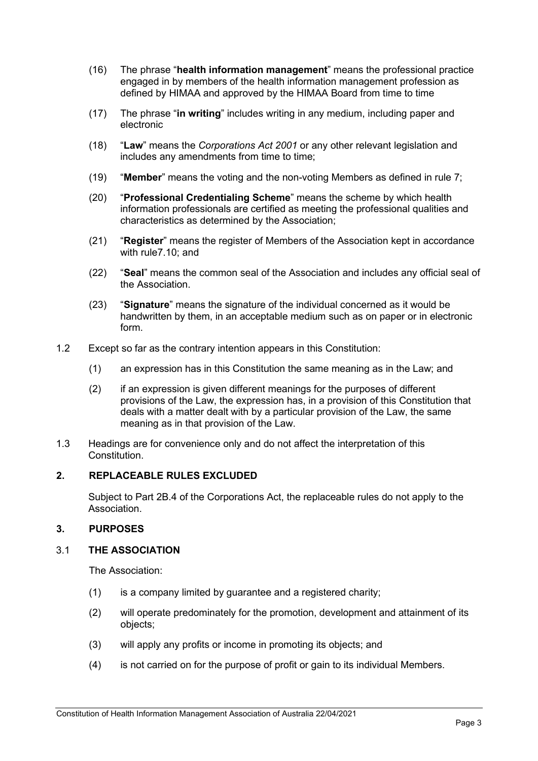(16) The phrase "**health information management**" means the professional practice engaged in by members of the health information management profession as defined by HIMAA and approved by the HIMAA Board from time to time

(17) The phrase "**in writing**" includes writing in any medium, including paper and electronic

(18) "**Law**" means the *Corporations Act 2001* or any other relevant legislation and includes any amendments from time to time;

(19) "**Member**" means the voting and the non-voting Members as defined in rule 7;

(20) "**Professional Credentialing Scheme**" means the scheme by which health information professionals are certified as meeting the professional qualities and characteristics as determined by the Association;

(21) "**Register**" means the register of Members of the Association kept in accordance with rule7.10; and

(22) "**Seal**" means the common seal of the Association and includes any official seal of the Association.

(23) "**Signature**" means the signature of the individual concerned as it would be handwritten by them, in an acceptable medium such as on paper or in electronic form.

1.2 Except so far as the contrary intention appears in this Constitution:

(1) an expression has in this Constitution the same meaning as in the Law; and

(2) if an expression is given different meanings for the purposes of different provisions of the Law, the expression has, in a provision of this Constitution that deals with a matter dealt with by a particular provision of the Law, the same meaning as in that provision of the Law.

1.3 Headings are for convenience only and do not affect the interpretation of this Constitution.

## 2. REPLACEABLE RULES EXCLUDED

Subject to Part 2B.4 of the Corporations Act, the replaceable rules do not apply to the Association.

## 3. PURPOSES

### 3.1 THE ASSOCIATION

The Association:

(1) is a company limited by guarantee and a registered charity;

(2) will operate predominately for the promotion, development and attainment of its objects;

(3) will apply any profits or income in promoting its objects; and

(4) is not carried on for the purpose of profit or gain to its individual Members.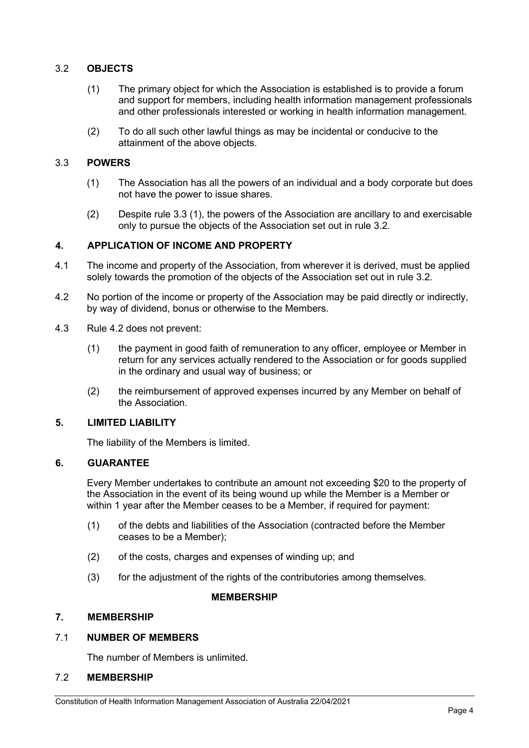### 3.2 OBJECTS

(1) The primary object for which the Association is established is to provide a forum and support for members, including health information management professionals and other professionals interested or working in health information management.

(2) To do all such other lawful things as may be incidental or conducive to the attainment of the above objects.

### 3.3 POWERS

(1) The Association has all the powers of an individual and a body corporate but does not have the power to issue shares.

(2) Despite rule 3.3 (1), the powers of the Association are ancillary to and exercisable only to pursue the objects of the Association set out in rule 3.2.

## 4. APPLICATION OF INCOME AND PROPERTY

4.1 The income and property of the Association, from wherever it is derived, must be applied solely towards the promotion of the objects of the Association set out in rule 3.2.

4.2 No portion of the income or property of the Association may be paid directly or indirectly, by way of dividend, bonus or otherwise to the Members.

4.3 Rule 4.2 does not prevent:

(1) the payment in good faith of remuneration to any officer, employee or Member in return for any services actually rendered to the Association or for goods supplied in the ordinary and usual way of business; or

(2) the reimbursement of approved expenses incurred by any Member on behalf of the Association.

## 5. LIMITED LIABILITY

The liability of the Members is limited.

## 6. GUARANTEE

Every Member undertakes to contribute an amount not exceeding $20 to the property of the Association in the event of its being wound up while the Member is a Member or within 1 year after the Member ceases to be a Member, if required for payment:

(1) of the debts and liabilities of the Association (contracted before the Member ceases to be a Member);

(2) of the costs, charges and expenses of winding up; and

(3) for the adjustment of the rights of the contributories among themselves.

**MEMBERSHIP**

## 7. MEMBERSHIP

### 7.1 NUMBER OF MEMBERS

The number of Members is unlimited.

### 7.2 MEMBERSHIP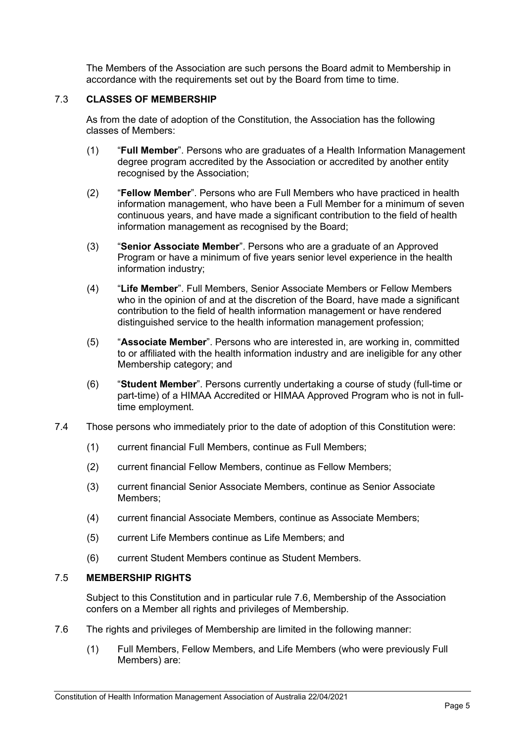The Members of the Association are such persons the Board admit to Membership in accordance with the requirements set out by the Board from time to time.

7.3 **CLASSES OF MEMBERSHIP**

As from the date of adoption of the Constitution, the Association has the following classes of Members:

(1) "**Full Member**". Persons who are graduates of a Health Information Management degree program accredited by the Association or accredited by another entity recognised by the Association;

(2) "**Fellow Member**". Persons who are Full Members who have practiced in health information management, who have been a Full Member for a minimum of seven continuous years, and have made a significant contribution to the field of health information management as recognised by the Board;

(3) "**Senior Associate Member**". Persons who are a graduate of an Approved Program or have a minimum of five years senior level experience in the health information industry;

(4) "**Life Member**". Full Members, Senior Associate Members or Fellow Members who in the opinion of and at the discretion of the Board, have made a significant contribution to the field of health information management or have rendered distinguished service to the health information management profession;

(5) "**Associate Member**". Persons who are interested in, are working in, committed to or affiliated with the health information industry and are ineligible for any other Membership category; and

(6) "**Student Member**". Persons currently undertaking a course of study (full-time or part-time) of a HIMAA Accredited or HIMAA Approved Program who is not in full-time employment.

7.4 Those persons who immediately prior to the date of adoption of this Constitution were:

(1) current financial Full Members, continue as Full Members;

(2) current financial Fellow Members, continue as Fellow Members;

(3) current financial Senior Associate Members, continue as Senior Associate Members;

(4) current financial Associate Members, continue as Associate Members;

(5) current Life Members continue as Life Members; and

(6) current Student Members continue as Student Members.

7.5 **MEMBERSHIP RIGHTS**

Subject to this Constitution and in particular rule 7.6, Membership of the Association confers on a Member all rights and privileges of Membership.

7.6 The rights and privileges of Membership are limited in the following manner:

(1) Full Members, Fellow Members, and Life Members (who were previously Full Members) are: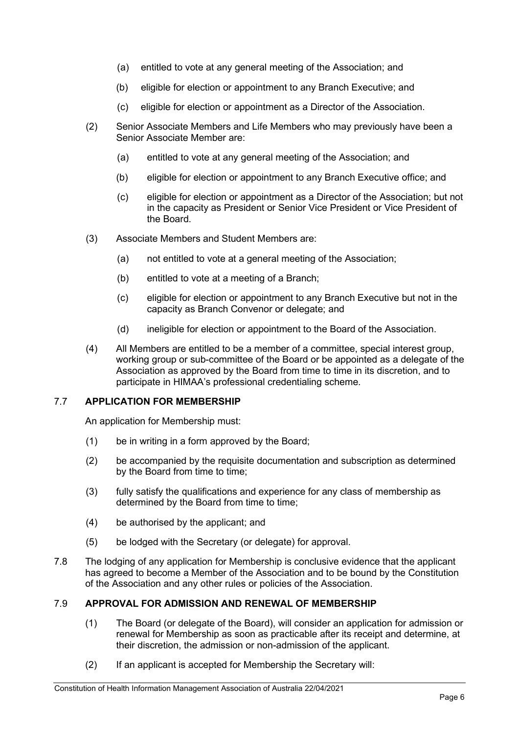(a) entitled to vote at any general meeting of the Association; and

(b) eligible for election or appointment to any Branch Executive; and

(c) eligible for election or appointment as a Director of the Association.

(2) Senior Associate Members and Life Members who may previously have been a Senior Associate Member are:

(a) entitled to vote at any general meeting of the Association; and

(b) eligible for election or appointment to any Branch Executive office; and

(c) eligible for election or appointment as a Director of the Association; but not in the capacity as President or Senior Vice President or Vice President of the Board.

(3) Associate Members and Student Members are:

(a) not entitled to vote at a general meeting of the Association;

(b) entitled to vote at a meeting of a Branch;

(c) eligible for election or appointment to any Branch Executive but not in the capacity as Branch Convenor or delegate; and

(d) ineligible for election or appointment to the Board of the Association.

(4) All Members are entitled to be a member of a committee, special interest group, working group or sub-committee of the Board or be appointed as a delegate of the Association as approved by the Board from time to time in its discretion, and to participate in HIMAA's professional credentialing scheme.

## 7.7 APPLICATION FOR MEMBERSHIP

An application for Membership must:

(1) be in writing in a form approved by the Board;

(2) be accompanied by the requisite documentation and subscription as determined by the Board from time to time;

(3) fully satisfy the qualifications and experience for any class of membership as determined by the Board from time to time;

(4) be authorised by the applicant; and

(5) be lodged with the Secretary (or delegate) for approval.

7.8 The lodging of any application for Membership is conclusive evidence that the applicant has agreed to become a Member of the Association and to be bound by the Constitution of the Association and any other rules or policies of the Association.

## 7.9 APPROVAL FOR ADMISSION AND RENEWAL OF MEMBERSHIP

(1) The Board (or delegate of the Board), will consider an application for admission or renewal for Membership as soon as practicable after its receipt and determine, at their discretion, the admission or non-admission of the applicant.

(2) If an applicant is accepted for Membership the Secretary will: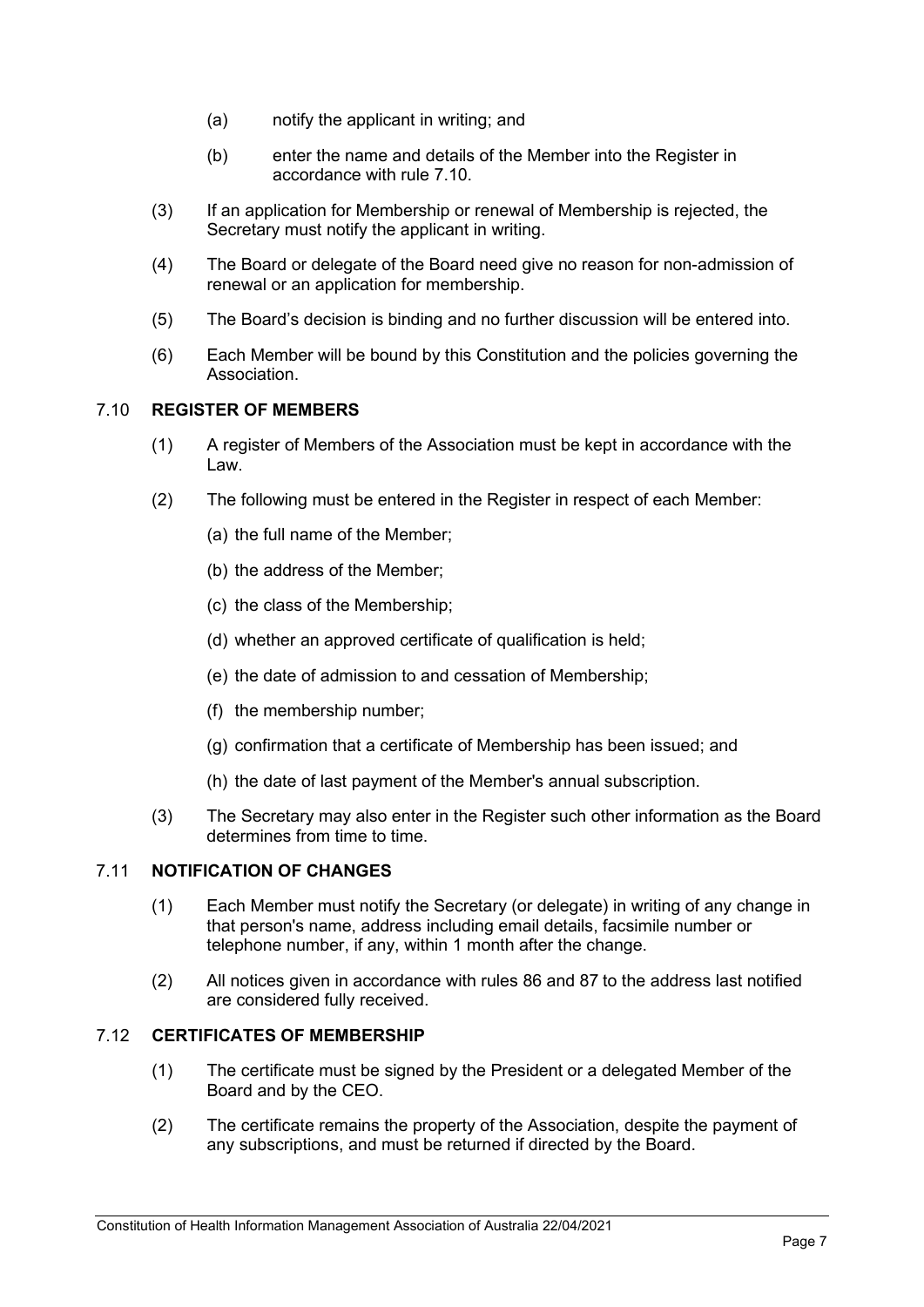(a) notify the applicant in writing; and

(b) enter the name and details of the Member into the Register in accordance with rule 7.10.

(3) If an application for Membership or renewal of Membership is rejected, the Secretary must notify the applicant in writing.

(4) The Board or delegate of the Board need give no reason for non-admission of renewal or an application for membership.

(5) The Board's decision is binding and no further discussion will be entered into.

(6) Each Member will be bound by this Constitution and the policies governing the Association.

### 7.10 REGISTER OF MEMBERS

(1) A register of Members of the Association must be kept in accordance with the Law.

(2) The following must be entered in the Register in respect of each Member:

(a) the full name of the Member;

(b) the address of the Member;

(c) the class of the Membership;

(d) whether an approved certificate of qualification is held;

(e) the date of admission to and cessation of Membership;

(f) the membership number;

(g) confirmation that a certificate of Membership has been issued; and

(h) the date of last payment of the Member's annual subscription.

(3) The Secretary may also enter in the Register such other information as the Board determines from time to time.

### 7.11 NOTIFICATION OF CHANGES

(1) Each Member must notify the Secretary (or delegate) in writing of any change in that person's name, address including email details, facsimile number or telephone number, if any, within 1 month after the change.

(2) All notices given in accordance with rules 86 and 87 to the address last notified are considered fully received.

### 7.12 CERTIFICATES OF MEMBERSHIP

(1) The certificate must be signed by the President or a delegated Member of the Board and by the CEO.

(2) The certificate remains the property of the Association, despite the payment of any subscriptions, and must be returned if directed by the Board.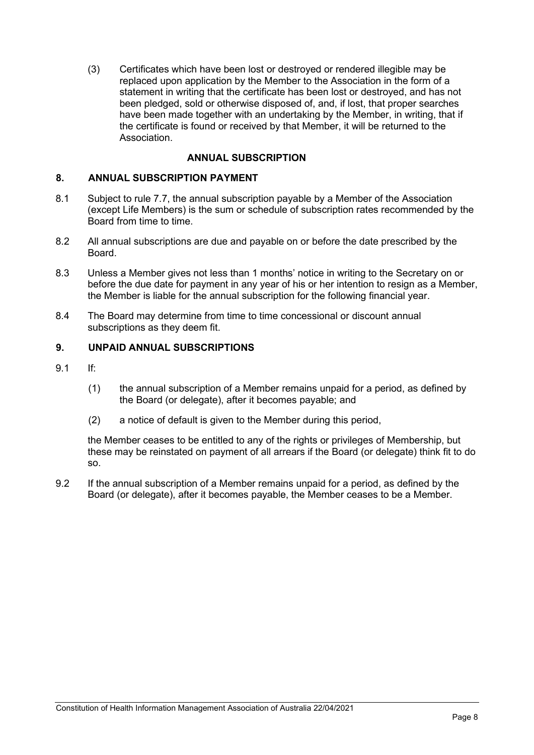(3) Certificates which have been lost or destroyed or rendered illegible may be replaced upon application by the Member to the Association in the form of a statement in writing that the certificate has been lost or destroyed, and has not been pledged, sold or otherwise disposed of, and, if lost, that proper searches have been made together with an undertaking by the Member, in writing, that if the certificate is found or received by that Member, it will be returned to the Association.

## ANNUAL SUBSCRIPTION

### 8. ANNUAL SUBSCRIPTION PAYMENT

8.1 Subject to rule 7.7, the annual subscription payable by a Member of the Association (except Life Members) is the sum or schedule of subscription rates recommended by the Board from time to time.

8.2 All annual subscriptions are due and payable on or before the date prescribed by the Board.

8.3 Unless a Member gives not less than 1 months' notice in writing to the Secretary on or before the due date for payment in any year of his or her intention to resign as a Member, the Member is liable for the annual subscription for the following financial year.

8.4 The Board may determine from time to time concessional or discount annual subscriptions as they deem fit.

### 9. UNPAID ANNUAL SUBSCRIPTIONS

9.1 If:

(1) the annual subscription of a Member remains unpaid for a period, as defined by the Board (or delegate), after it becomes payable; and

(2) a notice of default is given to the Member during this period,

the Member ceases to be entitled to any of the rights or privileges of Membership, but these may be reinstated on payment of all arrears if the Board (or delegate) think fit to do so.

9.2 If the annual subscription of a Member remains unpaid for a period, as defined by the Board (or delegate), after it becomes payable, the Member ceases to be a Member.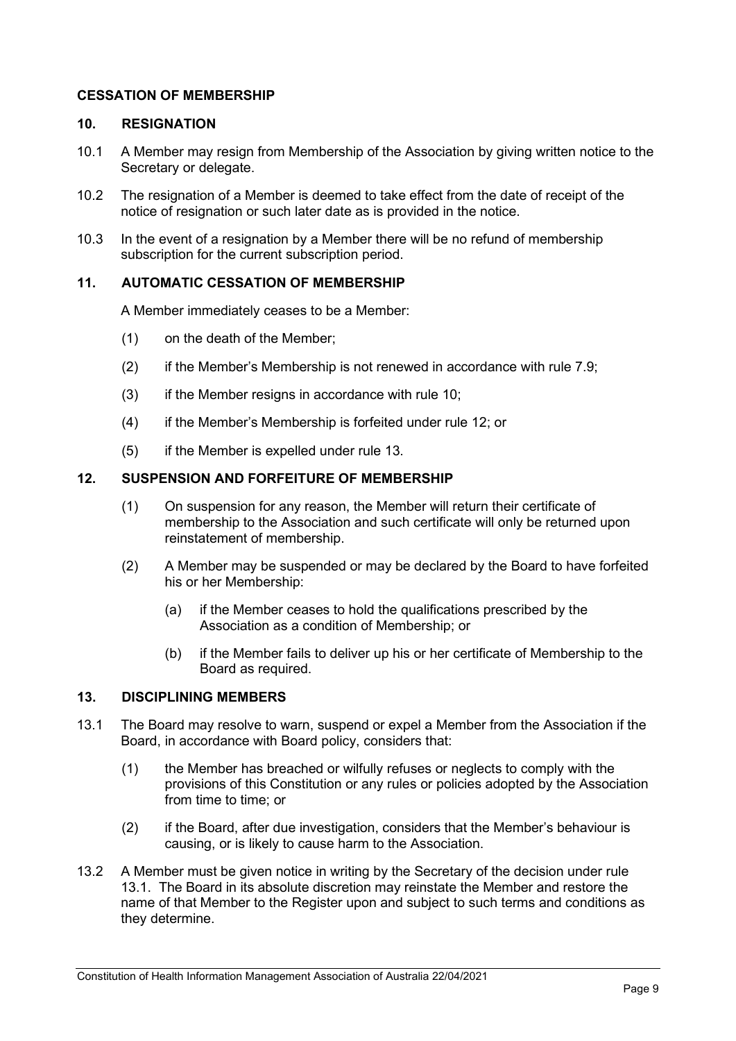## CESSATION OF MEMBERSHIP

### 10. RESIGNATION

10.1 A Member may resign from Membership of the Association by giving written notice to the Secretary or delegate.

10.2 The resignation of a Member is deemed to take effect from the date of receipt of the notice of resignation or such later date as is provided in the notice.

10.3 In the event of a resignation by a Member there will be no refund of membership subscription for the current subscription period.

### 11. AUTOMATIC CESSATION OF MEMBERSHIP

A Member immediately ceases to be a Member:

(1) on the death of the Member;

(2) if the Member's Membership is not renewed in accordance with rule 7.9;

(3) if the Member resigns in accordance with rule 10;

(4) if the Member's Membership is forfeited under rule 12; or

(5) if the Member is expelled under rule 13.

### 12. SUSPENSION AND FORFEITURE OF MEMBERSHIP

(1) On suspension for any reason, the Member will return their certificate of membership to the Association and such certificate will only be returned upon reinstatement of membership.

(2) A Member may be suspended or may be declared by the Board to have forfeited his or her Membership:

   (a) if the Member ceases to hold the qualifications prescribed by the Association as a condition of Membership; or

   (b) if the Member fails to deliver up his or her certificate of Membership to the Board as required.

### 13. DISCIPLINING MEMBERS

13.1 The Board may resolve to warn, suspend or expel a Member from the Association if the Board, in accordance with Board policy, considers that:

(1) the Member has breached or wilfully refuses or neglects to comply with the provisions of this Constitution or any rules or policies adopted by the Association from time to time; or

(2) if the Board, after due investigation, considers that the Member's behaviour is causing, or is likely to cause harm to the Association.

13.2 A Member must be given notice in writing by the Secretary of the decision under rule 13.1. The Board in its absolute discretion may reinstate the Member and restore the name of that Member to the Register upon and subject to such terms and conditions as they determine.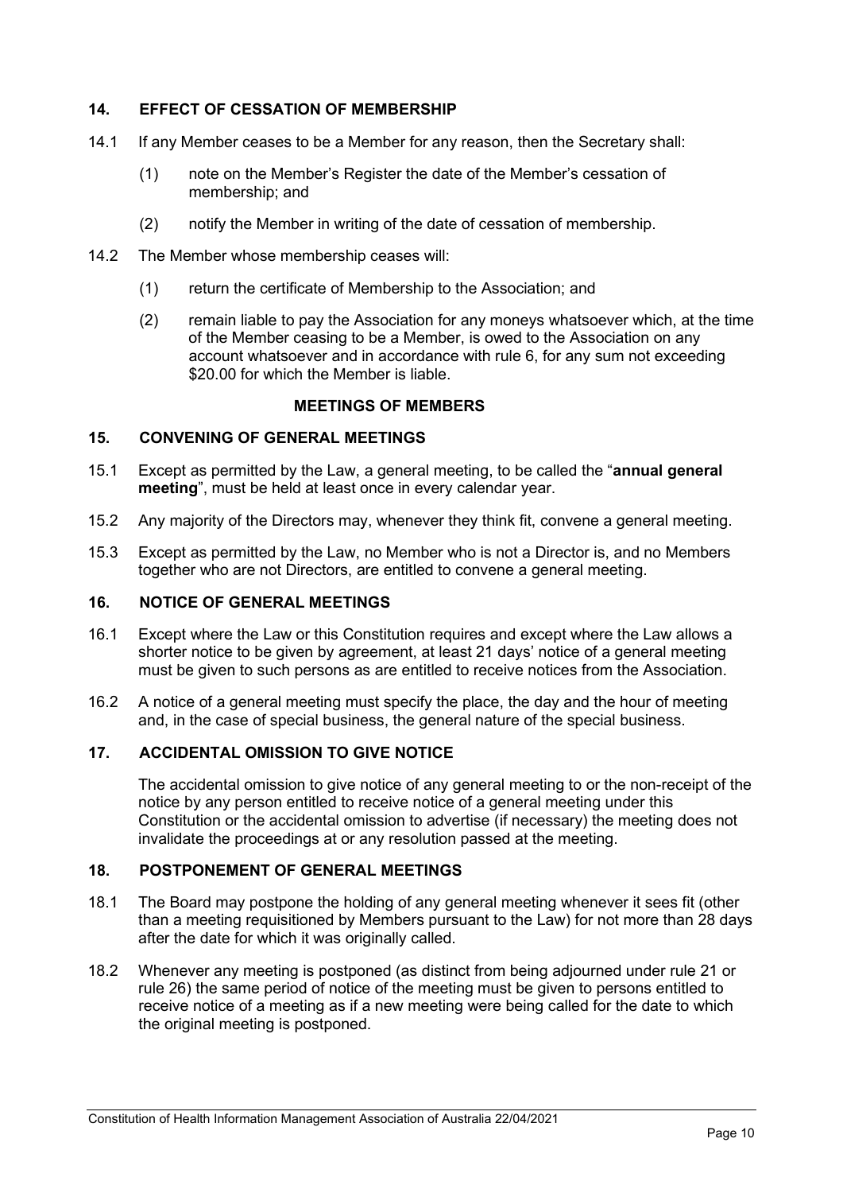## 14. EFFECT OF CESSATION OF MEMBERSHIP

14.1 If any Member ceases to be a Member for any reason, then the Secretary shall:

(1) note on the Member's Register the date of the Member's cessation of membership; and

(2) notify the Member in writing of the date of cessation of membership.

14.2 The Member whose membership ceases will:

(1) return the certificate of Membership to the Association; and

(2) remain liable to pay the Association for any moneys whatsoever which, at the time of the Member ceasing to be a Member, is owed to the Association on any account whatsoever and in accordance with rule 6, for any sum not exceeding $20.00 for which the Member is liable.

# MEETINGS OF MEMBERS

## 15. CONVENING OF GENERAL MEETINGS

15.1 Except as permitted by the Law, a general meeting, to be called the "**annual general meeting**", must be held at least once in every calendar year.

15.2 Any majority of the Directors may, whenever they think fit, convene a general meeting.

15.3 Except as permitted by the Law, no Member who is not a Director is, and no Members together who are not Directors, are entitled to convene a general meeting.

## 16. NOTICE OF GENERAL MEETINGS

16.1 Except where the Law or this Constitution requires and except where the Law allows a shorter notice to be given by agreement, at least 21 days' notice of a general meeting must be given to such persons as are entitled to receive notices from the Association.

16.2 A notice of a general meeting must specify the place, the day and the hour of meeting and, in the case of special business, the general nature of the special business.

## 17. ACCIDENTAL OMISSION TO GIVE NOTICE

The accidental omission to give notice of any general meeting to or the non-receipt of the notice by any person entitled to receive notice of a general meeting under this Constitution or the accidental omission to advertise (if necessary) the meeting does not invalidate the proceedings at or any resolution passed at the meeting.

## 18. POSTPONEMENT OF GENERAL MEETINGS

18.1 The Board may postpone the holding of any general meeting whenever it sees fit (other than a meeting requisitioned by Members pursuant to the Law) for not more than 28 days after the date for which it was originally called.

18.2 Whenever any meeting is postponed (as distinct from being adjourned under rule 21 or rule 26) the same period of notice of the meeting must be given to persons entitled to receive notice of a meeting as if a new meeting were being called for the date to which the original meeting is postponed.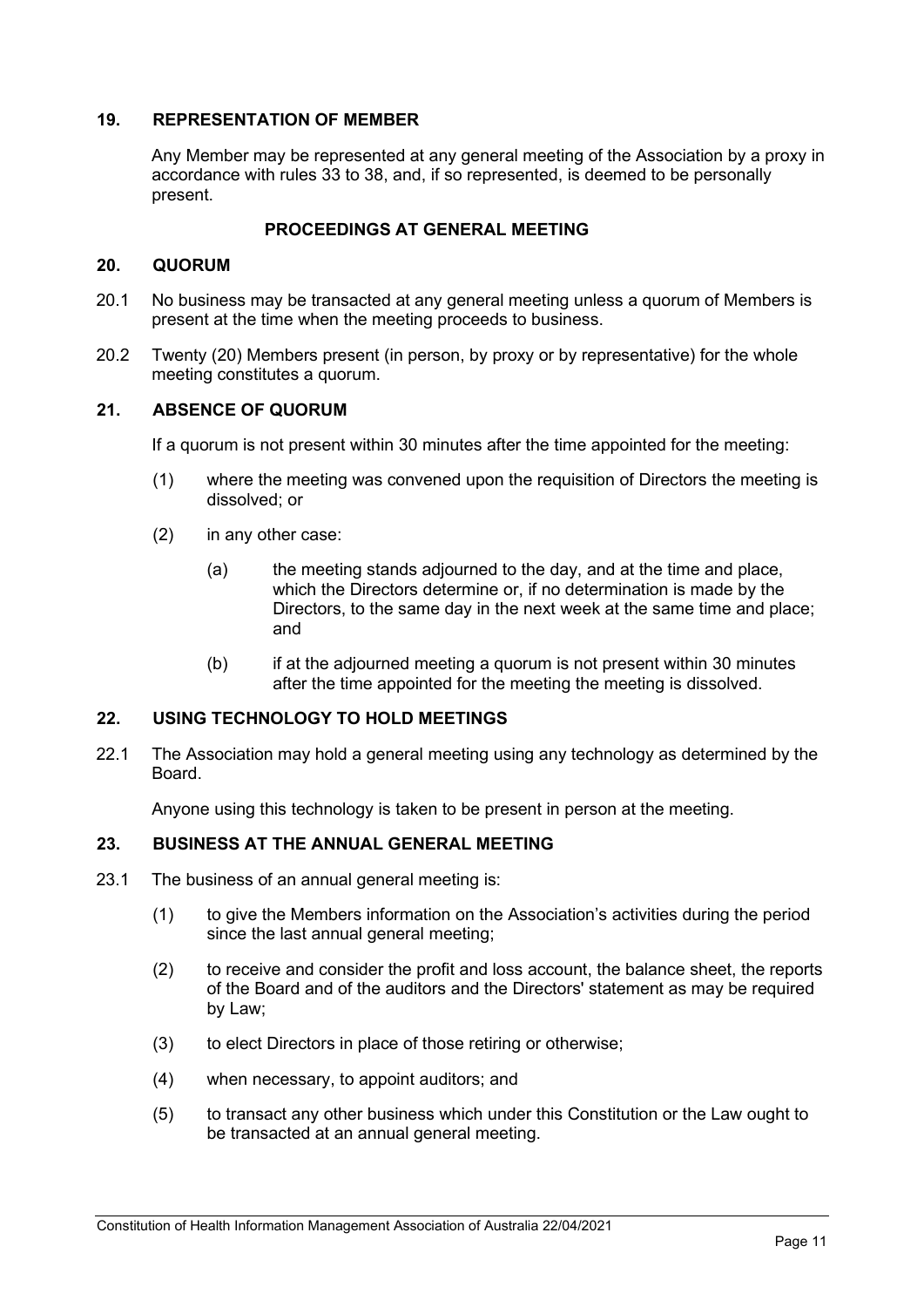## 19. REPRESENTATION OF MEMBER

Any Member may be represented at any general meeting of the Association by a proxy in accordance with rules 33 to 38, and, if so represented, is deemed to be personally present.

## PROCEEDINGS AT GENERAL MEETING

## 20. QUORUM

20.1 No business may be transacted at any general meeting unless a quorum of Members is present at the time when the meeting proceeds to business.

20.2 Twenty (20) Members present (in person, by proxy or by representative) for the whole meeting constitutes a quorum.

## 21. ABSENCE OF QUORUM

If a quorum is not present within 30 minutes after the time appointed for the meeting:

(1) where the meeting was convened upon the requisition of Directors the meeting is dissolved; or

(2) in any other case:

(a) the meeting stands adjourned to the day, and at the time and place, which the Directors determine or, if no determination is made by the Directors, to the same day in the next week at the same time and place; and

(b) if at the adjourned meeting a quorum is not present within 30 minutes after the time appointed for the meeting the meeting is dissolved.

## 22. USING TECHNOLOGY TO HOLD MEETINGS

22.1 The Association may hold a general meeting using any technology as determined by the Board.

Anyone using this technology is taken to be present in person at the meeting.

## 23. BUSINESS AT THE ANNUAL GENERAL MEETING

23.1 The business of an annual general meeting is:

(1) to give the Members information on the Association's activities during the period since the last annual general meeting;

(2) to receive and consider the profit and loss account, the balance sheet, the reports of the Board and of the auditors and the Directors' statement as may be required by Law;

(3) to elect Directors in place of those retiring or otherwise;

(4) when necessary, to appoint auditors; and

(5) to transact any other business which under this Constitution or the Law ought to be transacted at an annual general meeting.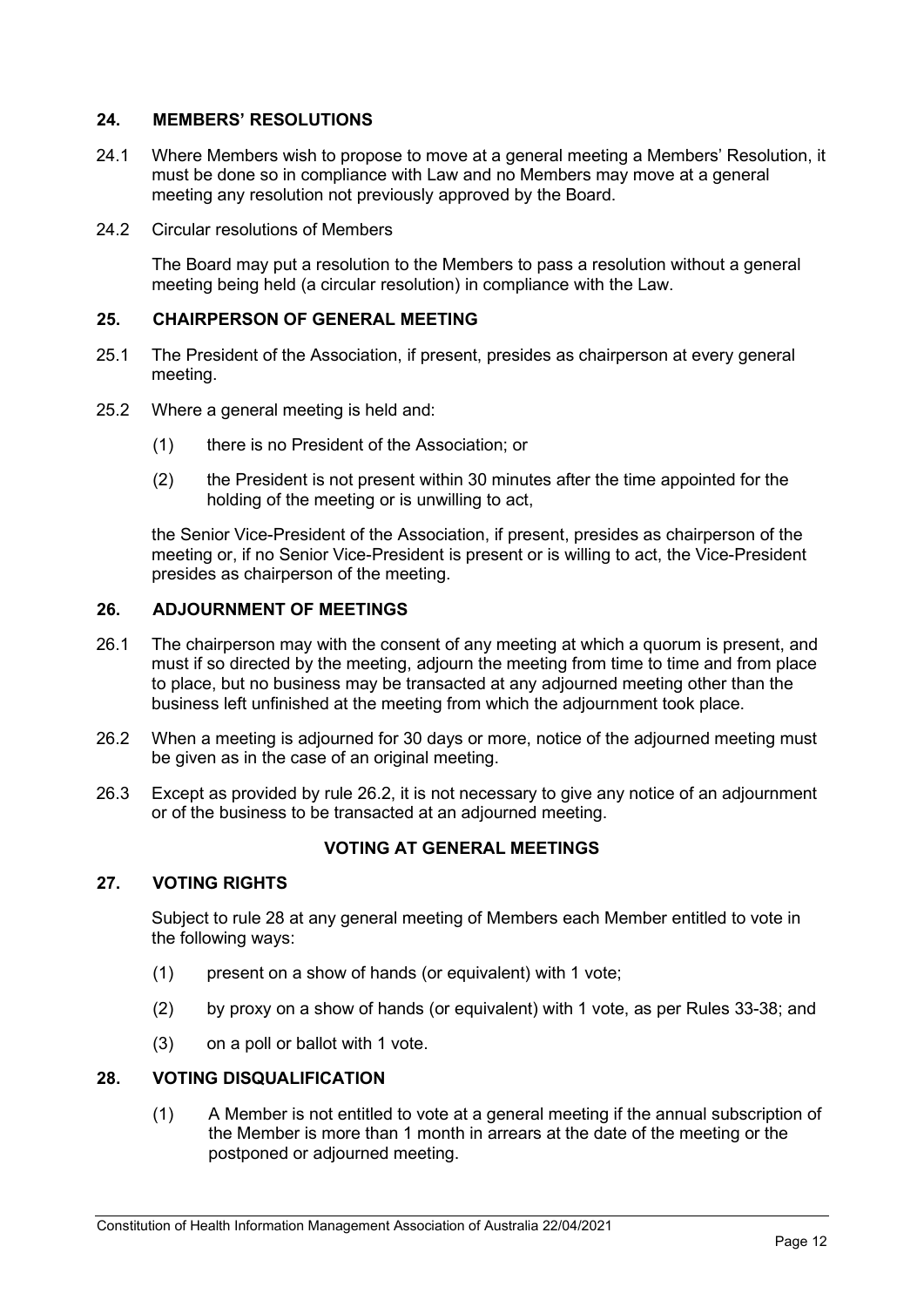## 24. MEMBERS' RESOLUTIONS

24.1 Where Members wish to propose to move at a general meeting a Members' Resolution, it must be done so in compliance with Law and no Members may move at a general meeting any resolution not previously approved by the Board.

24.2 Circular resolutions of Members

The Board may put a resolution to the Members to pass a resolution without a general meeting being held (a circular resolution) in compliance with the Law.

## 25. CHAIRPERSON OF GENERAL MEETING

25.1 The President of the Association, if present, presides as chairperson at every general meeting.

25.2 Where a general meeting is held and:

(1) there is no President of the Association; or

(2) the President is not present within 30 minutes after the time appointed for the holding of the meeting or is unwilling to act,

the Senior Vice-President of the Association, if present, presides as chairperson of the meeting or, if no Senior Vice-President is present or is willing to act, the Vice-President presides as chairperson of the meeting.

## 26. ADJOURNMENT OF MEETINGS

26.1 The chairperson may with the consent of any meeting at which a quorum is present, and must if so directed by the meeting, adjourn the meeting from time to time and from place to place, but no business may be transacted at any adjourned meeting other than the business left unfinished at the meeting from which the adjournment took place.

26.2 When a meeting is adjourned for 30 days or more, notice of the adjourned meeting must be given as in the case of an original meeting.

26.3 Except as provided by rule 26.2, it is not necessary to give any notice of an adjournment or of the business to be transacted at an adjourned meeting.

## VOTING AT GENERAL MEETINGS

## 27. VOTING RIGHTS

Subject to rule 28 at any general meeting of Members each Member entitled to vote in the following ways:

(1) present on a show of hands (or equivalent) with 1 vote;

(2) by proxy on a show of hands (or equivalent) with 1 vote, as per Rules 33-38; and

(3) on a poll or ballot with 1 vote.

## 28. VOTING DISQUALIFICATION

(1) A Member is not entitled to vote at a general meeting if the annual subscription of the Member is more than 1 month in arrears at the date of the meeting or the postponed or adjourned meeting.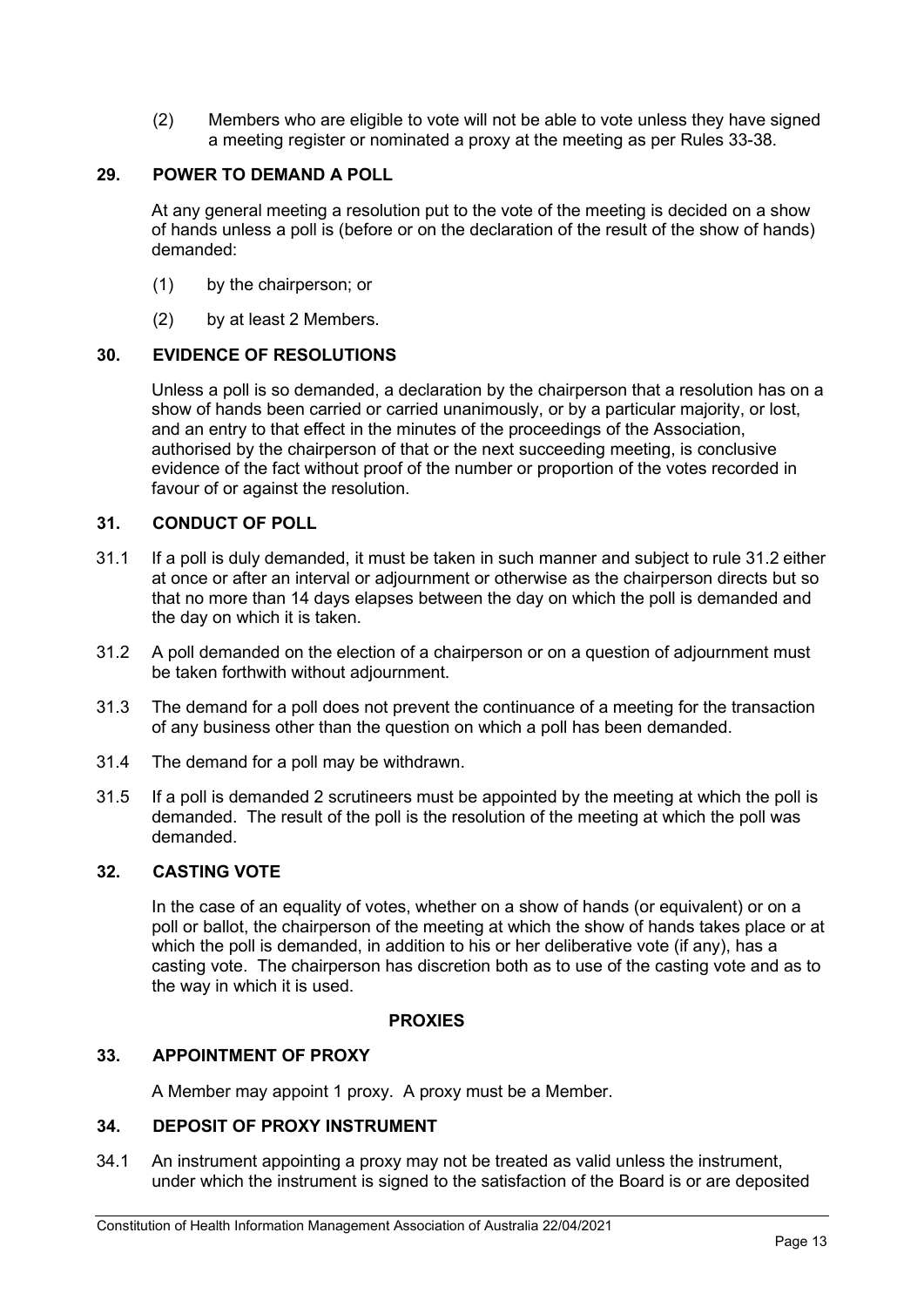(2) Members who are eligible to vote will not be able to vote unless they have signed a meeting register or nominated a proxy at the meeting as per Rules 33-38.

## 29. POWER TO DEMAND A POLL

At any general meeting a resolution put to the vote of the meeting is decided on a show of hands unless a poll is (before or on the declaration of the result of the show of hands) demanded:

(1) by the chairperson; or

(2) by at least 2 Members.

## 30. EVIDENCE OF RESOLUTIONS

Unless a poll is so demanded, a declaration by the chairperson that a resolution has on a show of hands been carried or carried unanimously, or by a particular majority, or lost, and an entry to that effect in the minutes of the proceedings of the Association, authorised by the chairperson of that or the next succeeding meeting, is conclusive evidence of the fact without proof of the number or proportion of the votes recorded in favour of or against the resolution.

## 31. CONDUCT OF POLL

31.1 If a poll is duly demanded, it must be taken in such manner and subject to rule 31.2 either at once or after an interval or adjournment or otherwise as the chairperson directs but so that no more than 14 days elapses between the day on which the poll is demanded and the day on which it is taken.

31.2 A poll demanded on the election of a chairperson or on a question of adjournment must be taken forthwith without adjournment.

31.3 The demand for a poll does not prevent the continuance of a meeting for the transaction of any business other than the question on which a poll has been demanded.

31.4 The demand for a poll may be withdrawn.

31.5 If a poll is demanded 2 scrutineers must be appointed by the meeting at which the poll is demanded. The result of the poll is the resolution of the meeting at which the poll was demanded.

## 32. CASTING VOTE

In the case of an equality of votes, whether on a show of hands (or equivalent) or on a poll or ballot, the chairperson of the meeting at which the show of hands takes place or at which the poll is demanded, in addition to his or her deliberative vote (if any), has a casting vote. The chairperson has discretion both as to use of the casting vote and as to the way in which it is used.

# PROXIES

## 33. APPOINTMENT OF PROXY

A Member may appoint 1 proxy. A proxy must be a Member.

## 34. DEPOSIT OF PROXY INSTRUMENT

34.1 An instrument appointing a proxy may not be treated as valid unless the instrument, under which the instrument is signed to the satisfaction of the Board is or are deposited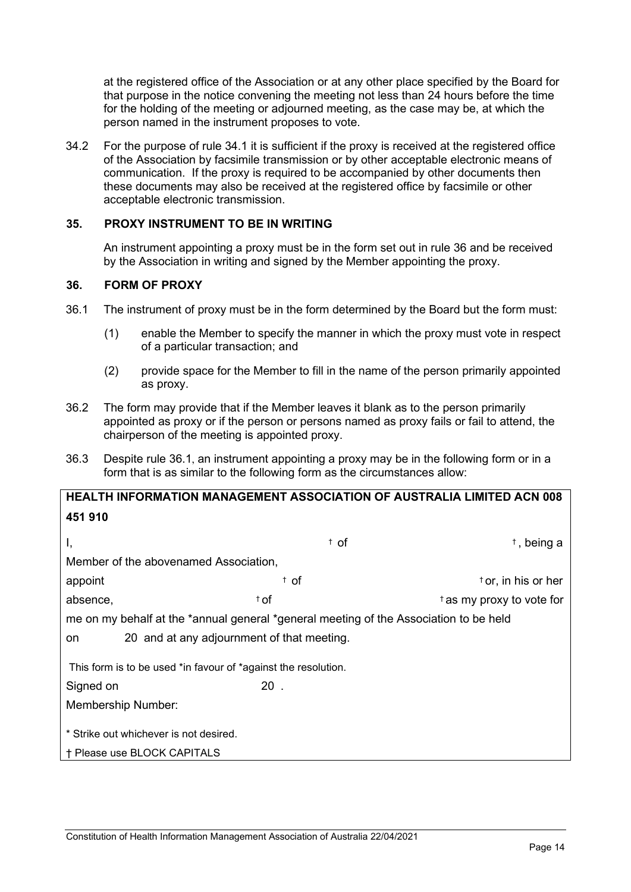at the registered office of the Association or at any other place specified by the Board for that purpose in the notice convening the meeting not less than 24 hours before the time for the holding of the meeting or adjourned meeting, as the case may be, at which the person named in the instrument proposes to vote.

34.2 For the purpose of rule 34.1 it is sufficient if the proxy is received at the registered office of the Association by facsimile transmission or by other acceptable electronic means of communication. If the proxy is required to be accompanied by other documents then these documents may also be received at the registered office by facsimile or other acceptable electronic transmission.

### 35. PROXY INSTRUMENT TO BE IN WRITING

An instrument appointing a proxy must be in the form set out in rule 36 and be received by the Association in writing and signed by the Member appointing the proxy.

### 36. FORM OF PROXY

36.1 The instrument of proxy must be in the form determined by the Board but the form must:

(1) enable the Member to specify the manner in which the proxy must vote in respect of a particular transaction; and

(2) provide space for the Member to fill in the name of the person primarily appointed as proxy.

36.2 The form may provide that if the Member leaves it blank as to the person primarily appointed as proxy or if the person or persons named as proxy fails or fail to attend, the chairperson of the meeting is appointed proxy.

36.3 Despite rule 36.1, an instrument appointing a proxy may be in the following form or in a form that is as similar to the following form as the circumstances allow:

**HEALTH INFORMATION MANAGEMENT ASSOCIATION OF AUSTRALIA LIMITED ACN 008 451 910**

I, † of †, being a Member of the abovenamed Association,

appoint † of † or, in his or her absence, † of † as my proxy to vote for me on my behalf at the *annual general *general meeting of the Association to be held on 20 and at any adjournment of that meeting.

This form is to be used *in favour of *against the resolution.

Signed on 20 .

Membership Number:

* Strike out whichever is not desired.

† Please use BLOCK CAPITALS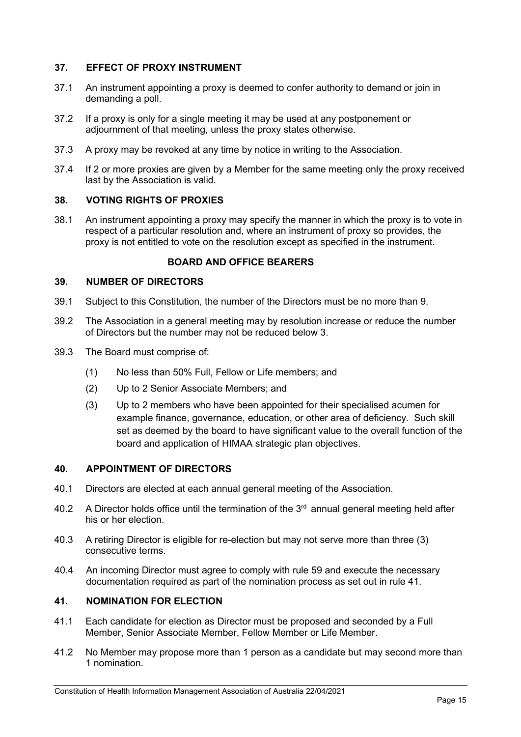### 37. EFFECT OF PROXY INSTRUMENT

37.1 An instrument appointing a proxy is deemed to confer authority to demand or join in demanding a poll.

37.2 If a proxy is only for a single meeting it may be used at any postponement or adjournment of that meeting, unless the proxy states otherwise.

37.3 A proxy may be revoked at any time by notice in writing to the Association.

37.4 If 2 or more proxies are given by a Member for the same meeting only the proxy received last by the Association is valid.

### 38. VOTING RIGHTS OF PROXIES

38.1 An instrument appointing a proxy may specify the manner in which the proxy is to vote in respect of a particular resolution and, where an instrument of proxy so provides, the proxy is not entitled to vote on the resolution except as specified in the instrument.

## BOARD AND OFFICE BEARERS

### 39. NUMBER OF DIRECTORS

39.1 Subject to this Constitution, the number of the Directors must be no more than 9.

39.2 The Association in a general meeting may by resolution increase or reduce the number of Directors but the number may not be reduced below 3.

39.3 The Board must comprise of:

(1) No less than 50% Full, Fellow or Life members; and

(2) Up to 2 Senior Associate Members; and

(3) Up to 2 members who have been appointed for their specialised acumen for example finance, governance, education, or other area of deficiency. Such skill set as deemed by the board to have significant value to the overall function of the board and application of HIMAA strategic plan objectives.

### 40. APPOINTMENT OF DIRECTORS

40.1 Directors are elected at each annual general meeting of the Association.

40.2 A Director holds office until the termination of the 3rd annual general meeting held after his or her election.

40.3 A retiring Director is eligible for re-election but may not serve more than three (3) consecutive terms.

40.4 An incoming Director must agree to comply with rule 59 and execute the necessary documentation required as part of the nomination process as set out in rule 41.

### 41. NOMINATION FOR ELECTION

41.1 Each candidate for election as Director must be proposed and seconded by a Full Member, Senior Associate Member, Fellow Member or Life Member.

41.2 No Member may propose more than 1 person as a candidate but may second more than 1 nomination.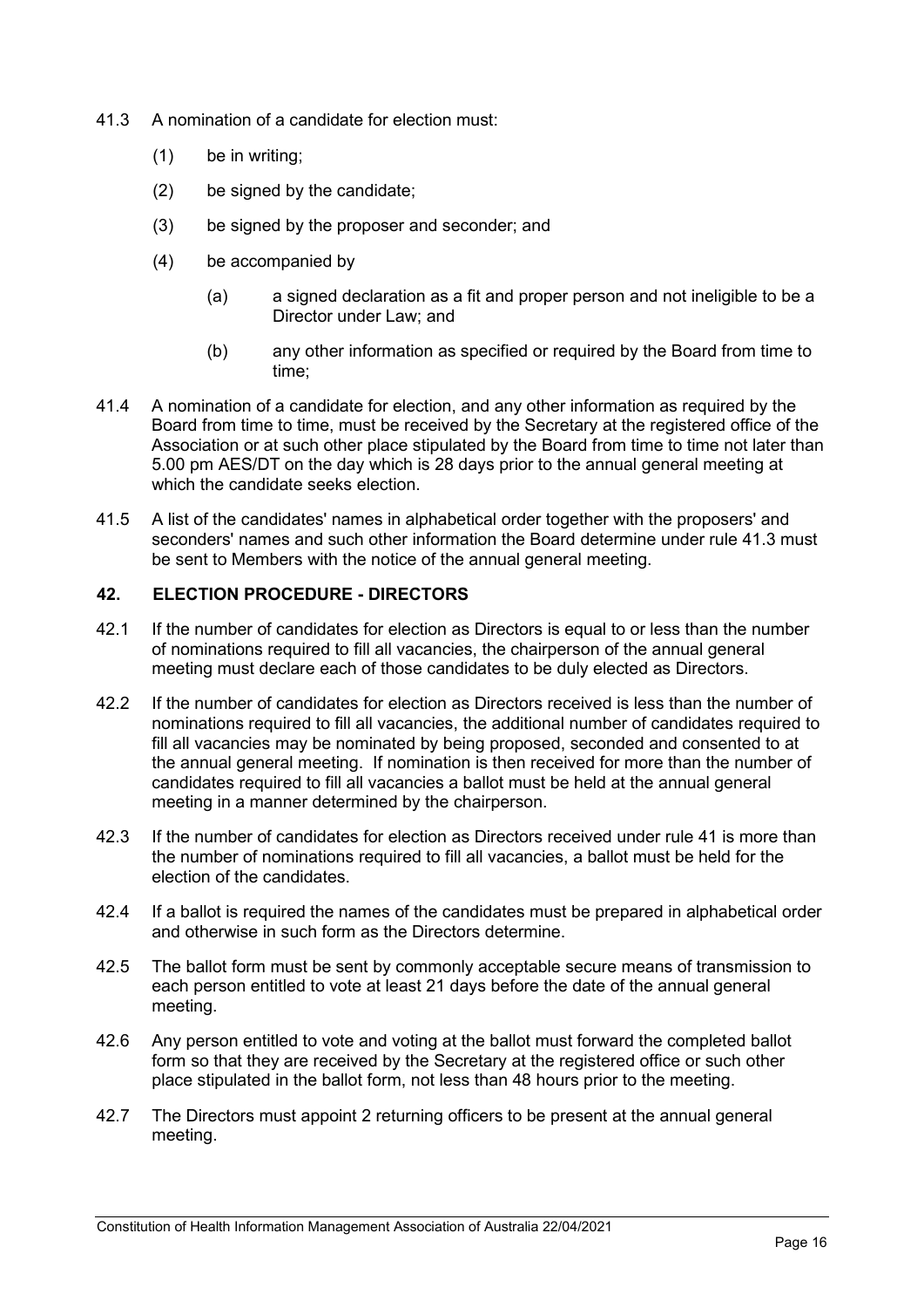41.3 A nomination of a candidate for election must:

(1) be in writing;

(2) be signed by the candidate;

(3) be signed by the proposer and seconder; and

(4) be accompanied by

(a) a signed declaration as a fit and proper person and not ineligible to be a Director under Law; and

(b) any other information as specified or required by the Board from time to time;

41.4 A nomination of a candidate for election, and any other information as required by the Board from time to time, must be received by the Secretary at the registered office of the Association or at such other place stipulated by the Board from time to time not later than 5.00 pm AES/DT on the day which is 28 days prior to the annual general meeting at which the candidate seeks election.

41.5 A list of the candidates' names in alphabetical order together with the proposers' and seconders' names and such other information the Board determine under rule 41.3 must be sent to Members with the notice of the annual general meeting.

## 42. ELECTION PROCEDURE - DIRECTORS

42.1 If the number of candidates for election as Directors is equal to or less than the number of nominations required to fill all vacancies, the chairperson of the annual general meeting must declare each of those candidates to be duly elected as Directors.

42.2 If the number of candidates for election as Directors received is less than the number of nominations required to fill all vacancies, the additional number of candidates required to fill all vacancies may be nominated by being proposed, seconded and consented to at the annual general meeting. If nomination is then received for more than the number of candidates required to fill all vacancies a ballot must be held at the annual general meeting in a manner determined by the chairperson.

42.3 If the number of candidates for election as Directors received under rule 41 is more than the number of nominations required to fill all vacancies, a ballot must be held for the election of the candidates.

42.4 If a ballot is required the names of the candidates must be prepared in alphabetical order and otherwise in such form as the Directors determine.

42.5 The ballot form must be sent by commonly acceptable secure means of transmission to each person entitled to vote at least 21 days before the date of the annual general meeting.

42.6 Any person entitled to vote and voting at the ballot must forward the completed ballot form so that they are received by the Secretary at the registered office or such other place stipulated in the ballot form, not less than 48 hours prior to the meeting.

42.7 The Directors must appoint 2 returning officers to be present at the annual general meeting.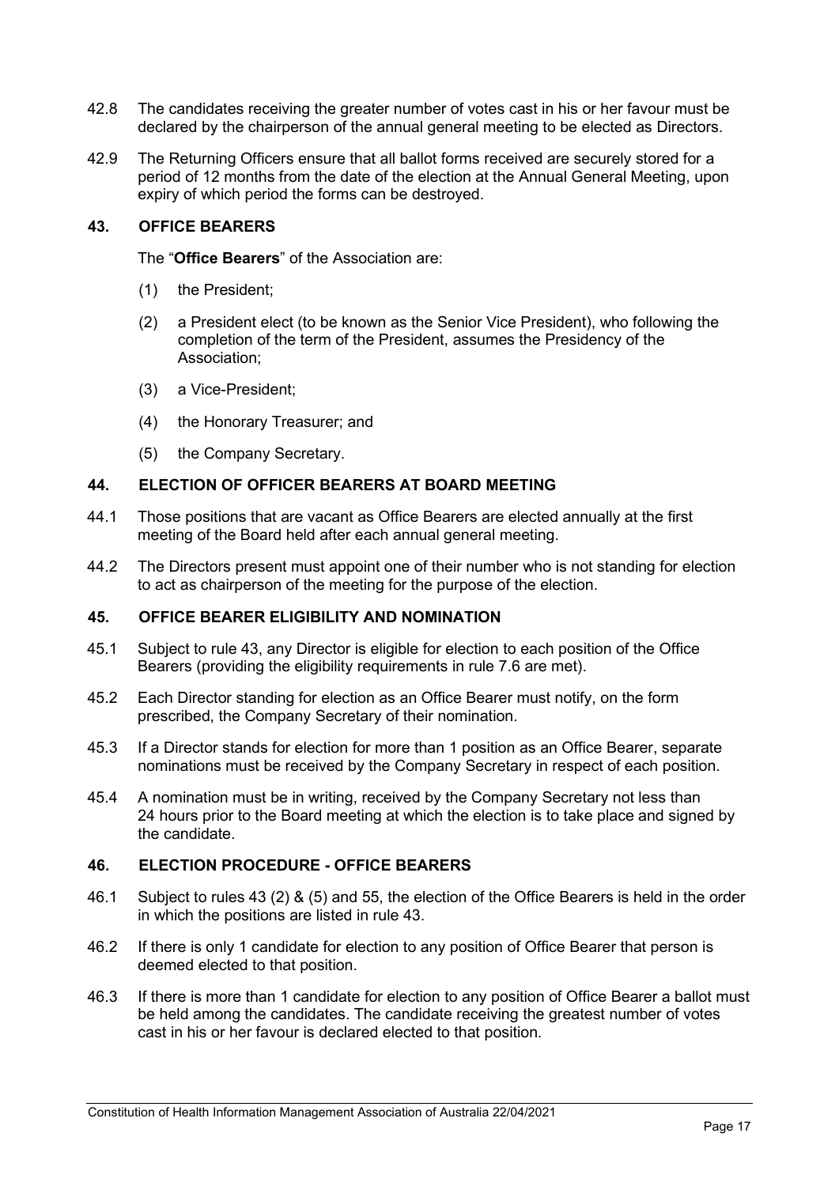42.8 The candidates receiving the greater number of votes cast in his or her favour must be declared by the chairperson of the annual general meeting to be elected as Directors.

42.9 The Returning Officers ensure that all ballot forms received are securely stored for a period of 12 months from the date of the election at the Annual General Meeting, upon expiry of which period the forms can be destroyed.

## 43. OFFICE BEARERS

The "**Office Bearers**" of the Association are:

(1) the President;

(2) a President elect (to be known as the Senior Vice President), who following the completion of the term of the President, assumes the Presidency of the Association;

(3) a Vice-President;

(4) the Honorary Treasurer; and

(5) the Company Secretary.

## 44. ELECTION OF OFFICER BEARERS AT BOARD MEETING

44.1 Those positions that are vacant as Office Bearers are elected annually at the first meeting of the Board held after each annual general meeting.

44.2 The Directors present must appoint one of their number who is not standing for election to act as chairperson of the meeting for the purpose of the election.

## 45. OFFICE BEARER ELIGIBILITY AND NOMINATION

45.1 Subject to rule 43, any Director is eligible for election to each position of the Office Bearers (providing the eligibility requirements in rule 7.6 are met).

45.2 Each Director standing for election as an Office Bearer must notify, on the form prescribed, the Company Secretary of their nomination.

45.3 If a Director stands for election for more than 1 position as an Office Bearer, separate nominations must be received by the Company Secretary in respect of each position.

45.4 A nomination must be in writing, received by the Company Secretary not less than 24 hours prior to the Board meeting at which the election is to take place and signed by the candidate.

## 46. ELECTION PROCEDURE - OFFICE BEARERS

46.1 Subject to rules 43 (2) & (5) and 55, the election of the Office Bearers is held in the order in which the positions are listed in rule 43.

46.2 If there is only 1 candidate for election to any position of Office Bearer that person is deemed elected to that position.

46.3 If there is more than 1 candidate for election to any position of Office Bearer a ballot must be held among the candidates. The candidate receiving the greatest number of votes cast in his or her favour is declared elected to that position.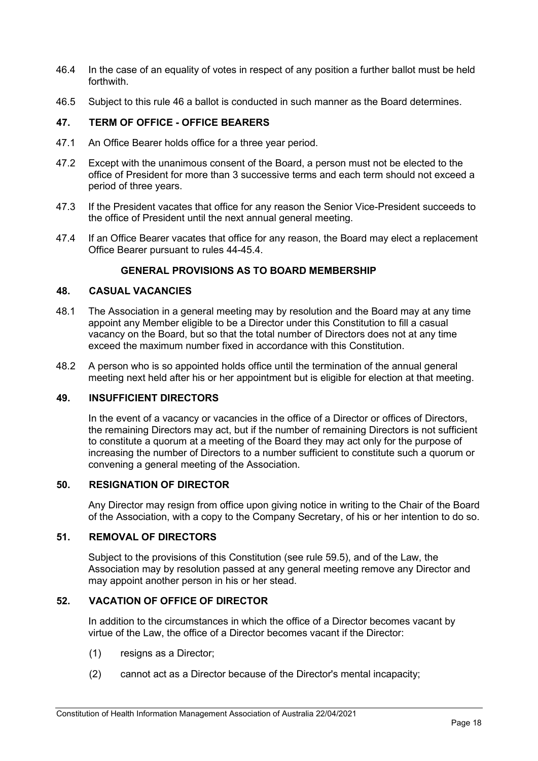46.4 In the case of an equality of votes in respect of any position a further ballot must be held forthwith.

46.5 Subject to this rule 46 a ballot is conducted in such manner as the Board determines.

### 47. TERM OF OFFICE - OFFICE BEARERS

47.1 An Office Bearer holds office for a three year period.

47.2 Except with the unanimous consent of the Board, a person must not be elected to the office of President for more than 3 successive terms and each term should not exceed a period of three years.

47.3 If the President vacates that office for any reason the Senior Vice-President succeeds to the office of President until the next annual general meeting.

47.4 If an Office Bearer vacates that office for any reason, the Board may elect a replacement Office Bearer pursuant to rules 44-45.4.

## GENERAL PROVISIONS AS TO BOARD MEMBERSHIP

### 48. CASUAL VACANCIES

48.1 The Association in a general meeting may by resolution and the Board may at any time appoint any Member eligible to be a Director under this Constitution to fill a casual vacancy on the Board, but so that the total number of Directors does not at any time exceed the maximum number fixed in accordance with this Constitution.

48.2 A person who is so appointed holds office until the termination of the annual general meeting next held after his or her appointment but is eligible for election at that meeting.

### 49. INSUFFICIENT DIRECTORS

In the event of a vacancy or vacancies in the office of a Director or offices of Directors, the remaining Directors may act, but if the number of remaining Directors is not sufficient to constitute a quorum at a meeting of the Board they may act only for the purpose of increasing the number of Directors to a number sufficient to constitute such a quorum or convening a general meeting of the Association.

### 50. RESIGNATION OF DIRECTOR

Any Director may resign from office upon giving notice in writing to the Chair of the Board of the Association, with a copy to the Company Secretary, of his or her intention to do so.

### 51. REMOVAL OF DIRECTORS

Subject to the provisions of this Constitution (see rule 59.5), and of the Law, the Association may by resolution passed at any general meeting remove any Director and may appoint another person in his or her stead.

### 52. VACATION OF OFFICE OF DIRECTOR

In addition to the circumstances in which the office of a Director becomes vacant by virtue of the Law, the office of a Director becomes vacant if the Director:

(1) resigns as a Director;

(2) cannot act as a Director because of the Director's mental incapacity;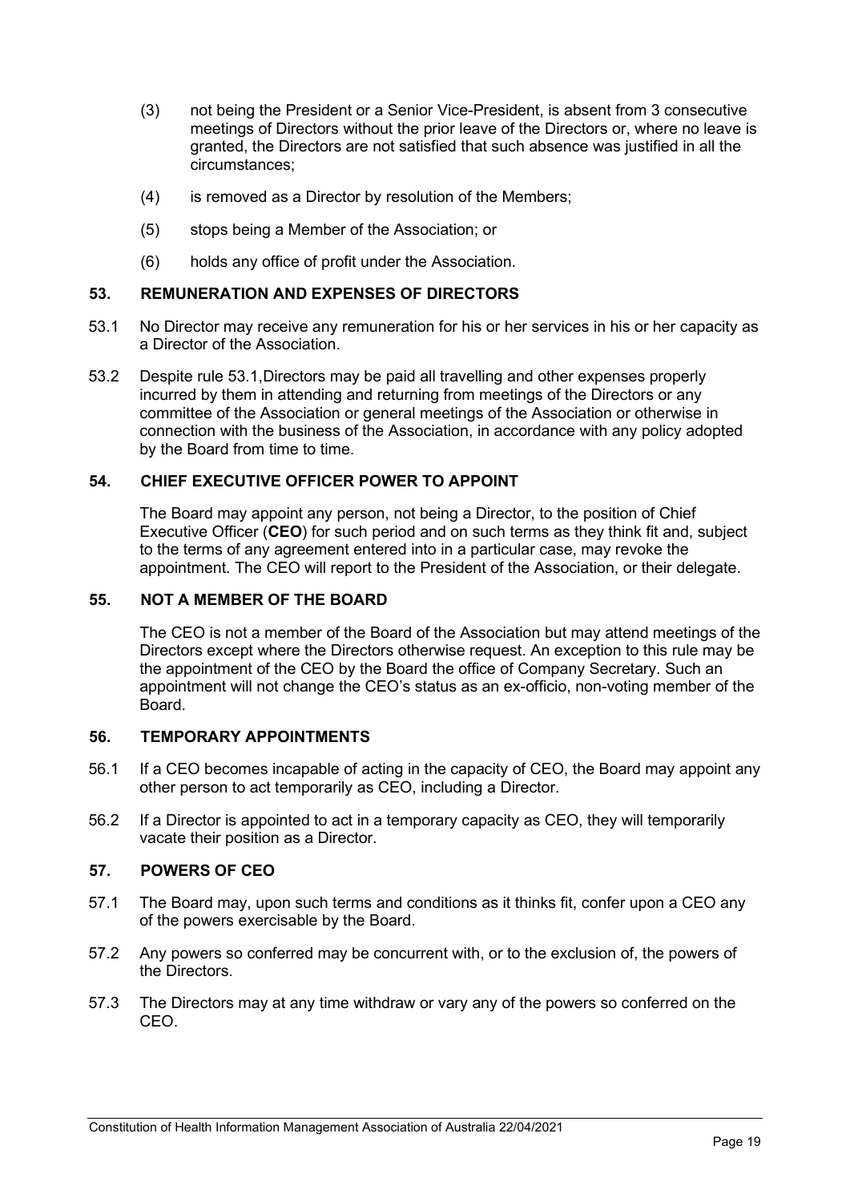(3) not being the President or a Senior Vice-President, is absent from 3 consecutive meetings of Directors without the prior leave of the Directors or, where no leave is granted, the Directors are not satisfied that such absence was justified in all the circumstances;

(4) is removed as a Director by resolution of the Members;

(5) stops being a Member of the Association; or

(6) holds any office of profit under the Association.

### 53. REMUNERATION AND EXPENSES OF DIRECTORS

53.1 No Director may receive any remuneration for his or her services in his or her capacity as a Director of the Association.

53.2 Despite rule 53.1,Directors may be paid all travelling and other expenses properly incurred by them in attending and returning from meetings of the Directors or any committee of the Association or general meetings of the Association or otherwise in connection with the business of the Association, in accordance with any policy adopted by the Board from time to time.

### 54. CHIEF EXECUTIVE OFFICER POWER TO APPOINT

The Board may appoint any person, not being a Director, to the position of Chief Executive Officer (**CEO**) for such period and on such terms as they think fit and, subject to the terms of any agreement entered into in a particular case, may revoke the appointment. The CEO will report to the President of the Association, or their delegate.

### 55. NOT A MEMBER OF THE BOARD

The CEO is not a member of the Board of the Association but may attend meetings of the Directors except where the Directors otherwise request. An exception to this rule may be the appointment of the CEO by the Board the office of Company Secretary. Such an appointment will not change the CEO's status as an ex-officio, non-voting member of the Board.

### 56. TEMPORARY APPOINTMENTS

56.1 If a CEO becomes incapable of acting in the capacity of CEO, the Board may appoint any other person to act temporarily as CEO, including a Director.

56.2 If a Director is appointed to act in a temporary capacity as CEO, they will temporarily vacate their position as a Director.

### 57. POWERS OF CEO

57.1 The Board may, upon such terms and conditions as it thinks fit, confer upon a CEO any of the powers exercisable by the Board.

57.2 Any powers so conferred may be concurrent with, or to the exclusion of, the powers of the Directors.

57.3 The Directors may at any time withdraw or vary any of the powers so conferred on the CEO.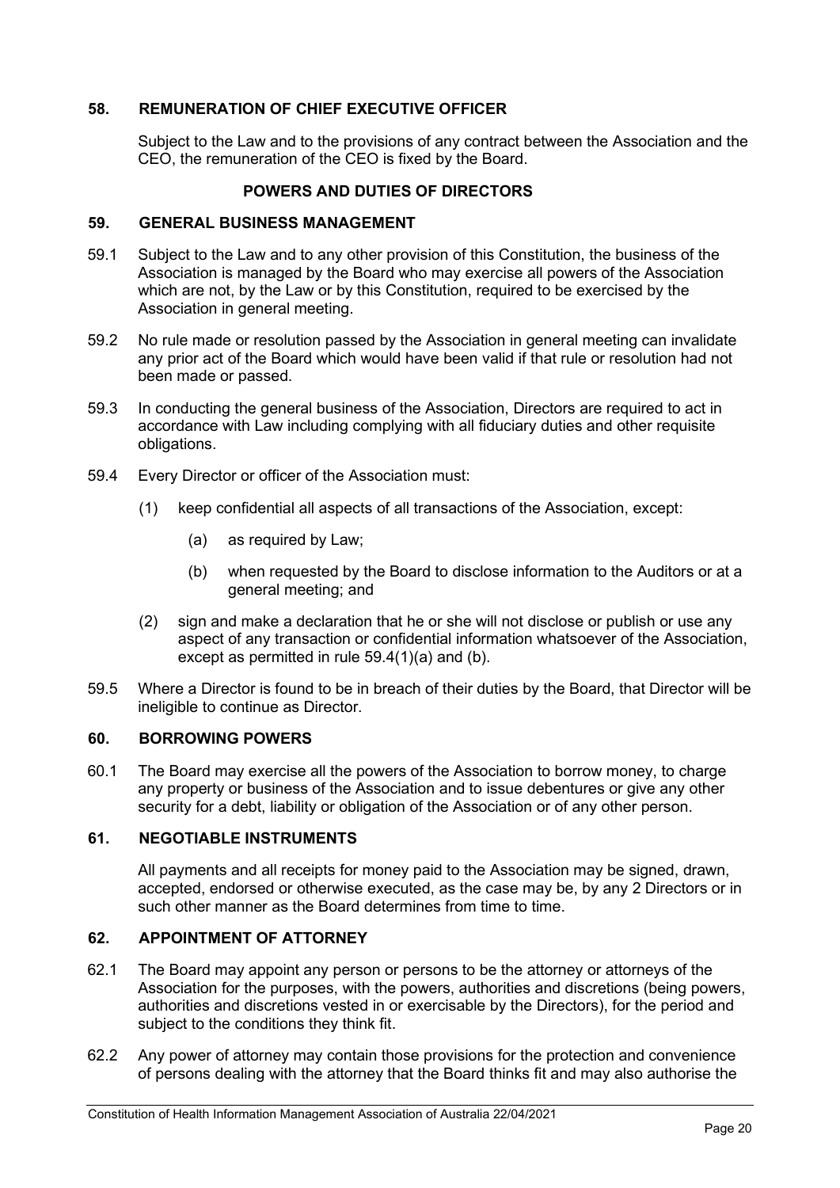## 58. REMUNERATION OF CHIEF EXECUTIVE OFFICER

Subject to the Law and to the provisions of any contract between the Association and the CEO, the remuneration of the CEO is fixed by the Board.

## POWERS AND DUTIES OF DIRECTORS

## 59. GENERAL BUSINESS MANAGEMENT

59.1 Subject to the Law and to any other provision of this Constitution, the business of the Association is managed by the Board who may exercise all powers of the Association which are not, by the Law or by this Constitution, required to be exercised by the Association in general meeting.

59.2 No rule made or resolution passed by the Association in general meeting can invalidate any prior act of the Board which would have been valid if that rule or resolution had not been made or passed.

59.3 In conducting the general business of the Association, Directors are required to act in accordance with Law including complying with all fiduciary duties and other requisite obligations.

59.4 Every Director or officer of the Association must:

(1) keep confidential all aspects of all transactions of the Association, except:

(a) as required by Law;

(b) when requested by the Board to disclose information to the Auditors or at a general meeting; and

(2) sign and make a declaration that he or she will not disclose or publish or use any aspect of any transaction or confidential information whatsoever of the Association, except as permitted in rule 59.4(1)(a) and (b).

59.5 Where a Director is found to be in breach of their duties by the Board, that Director will be ineligible to continue as Director.

## 60. BORROWING POWERS

60.1 The Board may exercise all the powers of the Association to borrow money, to charge any property or business of the Association and to issue debentures or give any other security for a debt, liability or obligation of the Association or of any other person.

## 61. NEGOTIABLE INSTRUMENTS

All payments and all receipts for money paid to the Association may be signed, drawn, accepted, endorsed or otherwise executed, as the case may be, by any 2 Directors or in such other manner as the Board determines from time to time.

## 62. APPOINTMENT OF ATTORNEY

62.1 The Board may appoint any person or persons to be the attorney or attorneys of the Association for the purposes, with the powers, authorities and discretions (being powers, authorities and discretions vested in or exercisable by the Directors), for the period and subject to the conditions they think fit.

62.2 Any power of attorney may contain those provisions for the protection and convenience of persons dealing with the attorney that the Board thinks fit and may also authorise the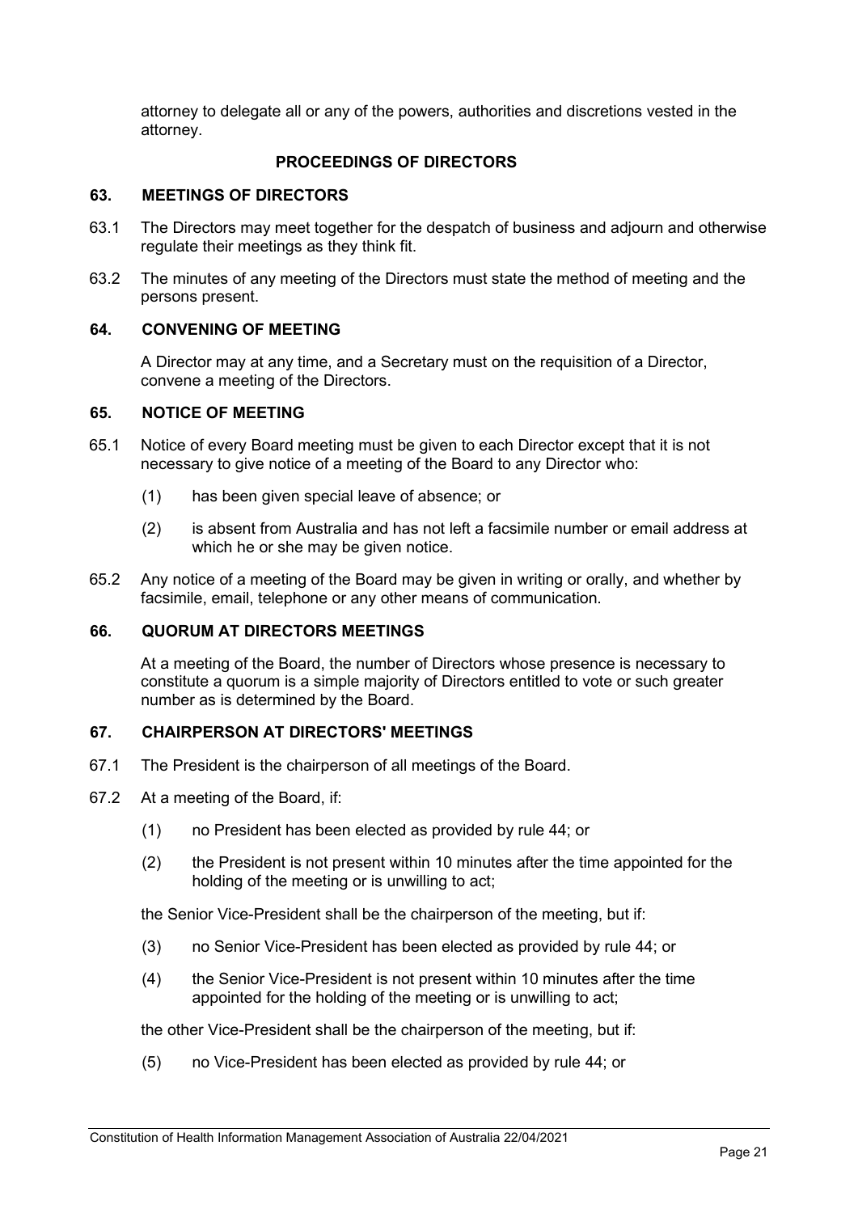attorney to delegate all or any of the powers, authorities and discretions vested in the attorney.

## PROCEEDINGS OF DIRECTORS

### 63. MEETINGS OF DIRECTORS

63.1 The Directors may meet together for the despatch of business and adjourn and otherwise regulate their meetings as they think fit.

63.2 The minutes of any meeting of the Directors must state the method of meeting and the persons present.

### 64. CONVENING OF MEETING

A Director may at any time, and a Secretary must on the requisition of a Director, convene a meeting of the Directors.

### 65. NOTICE OF MEETING

65.1 Notice of every Board meeting must be given to each Director except that it is not necessary to give notice of a meeting of the Board to any Director who:

(1) has been given special leave of absence; or

(2) is absent from Australia and has not left a facsimile number or email address at which he or she may be given notice.

65.2 Any notice of a meeting of the Board may be given in writing or orally, and whether by facsimile, email, telephone or any other means of communication.

### 66. QUORUM AT DIRECTORS MEETINGS

At a meeting of the Board, the number of Directors whose presence is necessary to constitute a quorum is a simple majority of Directors entitled to vote or such greater number as is determined by the Board.

### 67. CHAIRPERSON AT DIRECTORS' MEETINGS

67.1 The President is the chairperson of all meetings of the Board.

67.2 At a meeting of the Board, if:

(1) no President has been elected as provided by rule 44; or

(2) the President is not present within 10 minutes after the time appointed for the holding of the meeting or is unwilling to act;

the Senior Vice-President shall be the chairperson of the meeting, but if:

(3) no Senior Vice-President has been elected as provided by rule 44; or

(4) the Senior Vice-President is not present within 10 minutes after the time appointed for the holding of the meeting or is unwilling to act;

the other Vice-President shall be the chairperson of the meeting, but if:

(5) no Vice-President has been elected as provided by rule 44; or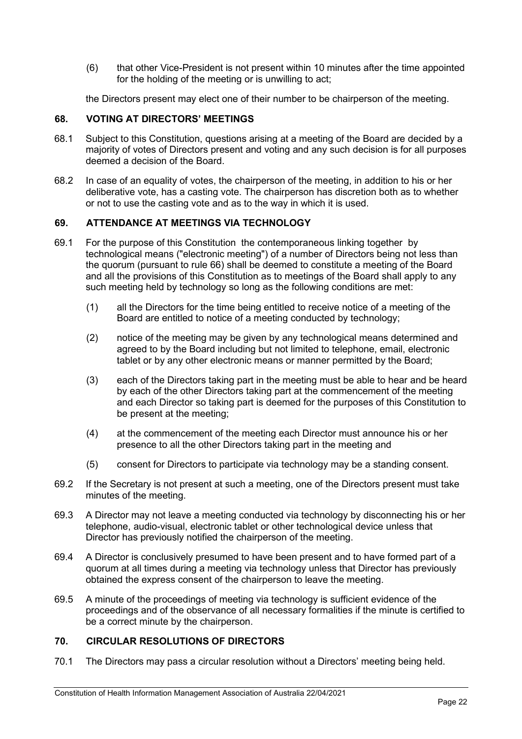(6) that other Vice-President is not present within 10 minutes after the time appointed for the holding of the meeting or is unwilling to act;

the Directors present may elect one of their number to be chairperson of the meeting.

## 68. VOTING AT DIRECTORS' MEETINGS

68.1 Subject to this Constitution, questions arising at a meeting of the Board are decided by a majority of votes of Directors present and voting and any such decision is for all purposes deemed a decision of the Board.

68.2 In case of an equality of votes, the chairperson of the meeting, in addition to his or her deliberative vote, has a casting vote. The chairperson has discretion both as to whether or not to use the casting vote and as to the way in which it is used.

## 69. ATTENDANCE AT MEETINGS VIA TECHNOLOGY

69.1 For the purpose of this Constitution the contemporaneous linking together by technological means ("electronic meeting") of a number of Directors being not less than the quorum (pursuant to rule 66) shall be deemed to constitute a meeting of the Board and all the provisions of this Constitution as to meetings of the Board shall apply to any such meeting held by technology so long as the following conditions are met:

(1) all the Directors for the time being entitled to receive notice of a meeting of the Board are entitled to notice of a meeting conducted by technology;

(2) notice of the meeting may be given by any technological means determined and agreed to by the Board including but not limited to telephone, email, electronic tablet or by any other electronic means or manner permitted by the Board;

(3) each of the Directors taking part in the meeting must be able to hear and be heard by each of the other Directors taking part at the commencement of the meeting and each Director so taking part is deemed for the purposes of this Constitution to be present at the meeting;

(4) at the commencement of the meeting each Director must announce his or her presence to all the other Directors taking part in the meeting and

(5) consent for Directors to participate via technology may be a standing consent.

69.2 If the Secretary is not present at such a meeting, one of the Directors present must take minutes of the meeting.

69.3 A Director may not leave a meeting conducted via technology by disconnecting his or her telephone, audio-visual, electronic tablet or other technological device unless that Director has previously notified the chairperson of the meeting.

69.4 A Director is conclusively presumed to have been present and to have formed part of a quorum at all times during a meeting via technology unless that Director has previously obtained the express consent of the chairperson to leave the meeting.

69.5 A minute of the proceedings of meeting via technology is sufficient evidence of the proceedings and of the observance of all necessary formalities if the minute is certified to be a correct minute by the chairperson.

## 70. CIRCULAR RESOLUTIONS OF DIRECTORS

70.1 The Directors may pass a circular resolution without a Directors' meeting being held.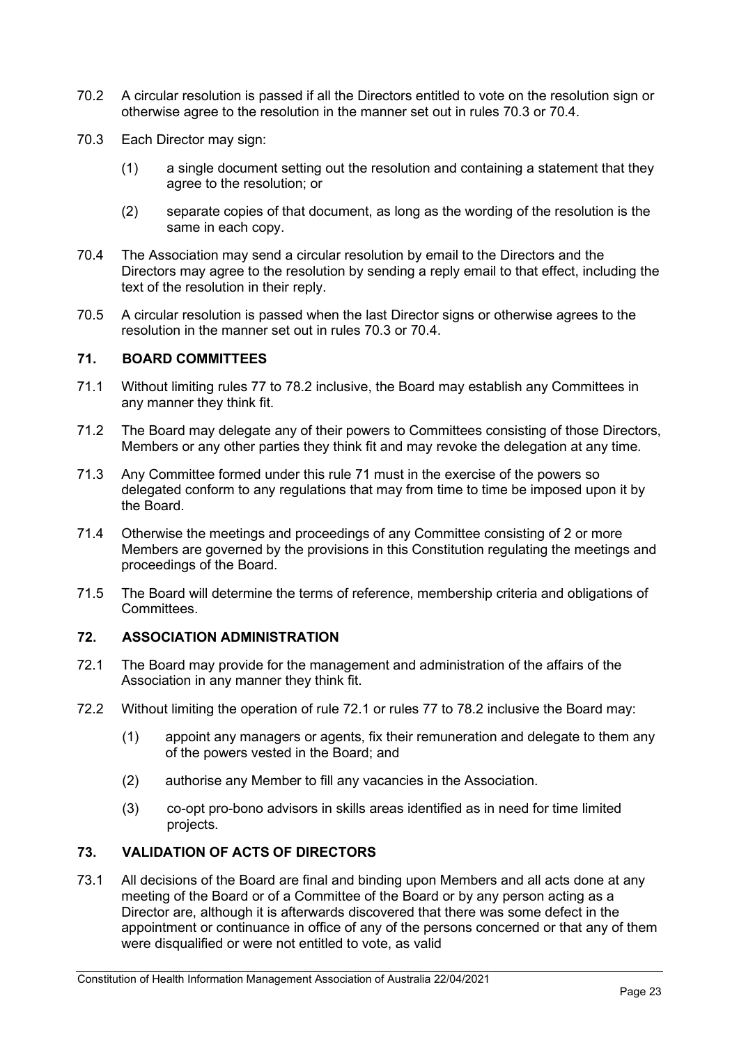70.2 A circular resolution is passed if all the Directors entitled to vote on the resolution sign or otherwise agree to the resolution in the manner set out in rules 70.3 or 70.4.

70.3 Each Director may sign:

(1) a single document setting out the resolution and containing a statement that they agree to the resolution; or

(2) separate copies of that document, as long as the wording of the resolution is the same in each copy.

70.4 The Association may send a circular resolution by email to the Directors and the Directors may agree to the resolution by sending a reply email to that effect, including the text of the resolution in their reply.

70.5 A circular resolution is passed when the last Director signs or otherwise agrees to the resolution in the manner set out in rules 70.3 or 70.4.

## 71. BOARD COMMITTEES

71.1 Without limiting rules 77 to 78.2 inclusive, the Board may establish any Committees in any manner they think fit.

71.2 The Board may delegate any of their powers to Committees consisting of those Directors, Members or any other parties they think fit and may revoke the delegation at any time.

71.3 Any Committee formed under this rule 71 must in the exercise of the powers so delegated conform to any regulations that may from time to time be imposed upon it by the Board.

71.4 Otherwise the meetings and proceedings of any Committee consisting of 2 or more Members are governed by the provisions in this Constitution regulating the meetings and proceedings of the Board.

71.5 The Board will determine the terms of reference, membership criteria and obligations of Committees.

## 72. ASSOCIATION ADMINISTRATION

72.1 The Board may provide for the management and administration of the affairs of the Association in any manner they think fit.

72.2 Without limiting the operation of rule 72.1 or rules 77 to 78.2 inclusive the Board may:

(1) appoint any managers or agents, fix their remuneration and delegate to them any of the powers vested in the Board; and

(2) authorise any Member to fill any vacancies in the Association.

(3) co-opt pro-bono advisors in skills areas identified as in need for time limited projects.

## 73. VALIDATION OF ACTS OF DIRECTORS

73.1 All decisions of the Board are final and binding upon Members and all acts done at any meeting of the Board or of a Committee of the Board or by any person acting as a Director are, although it is afterwards discovered that there was some defect in the appointment or continuance in office of any of the persons concerned or that any of them were disqualified or were not entitled to vote, as valid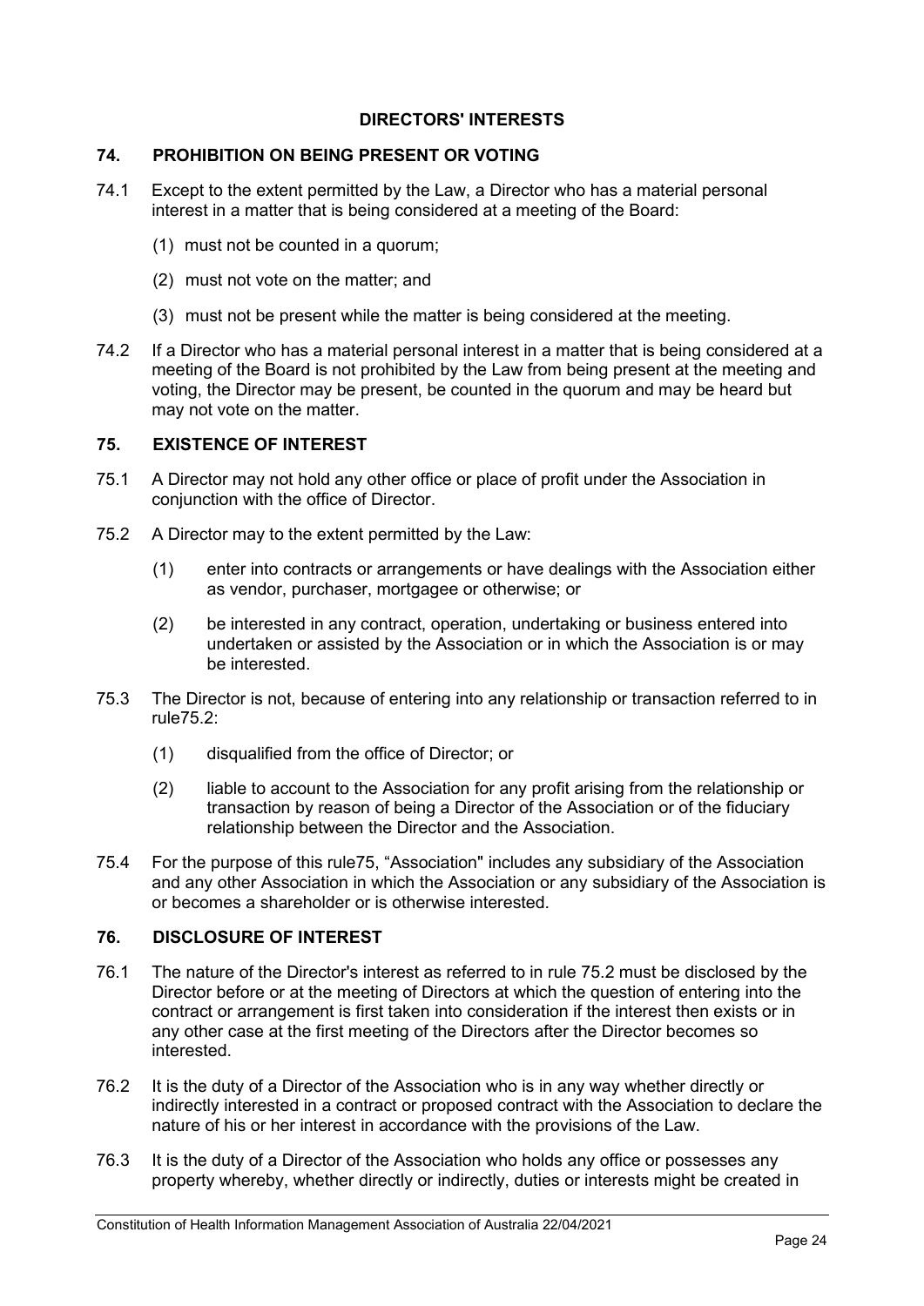## DIRECTORS' INTERESTS

### 74. PROHIBITION ON BEING PRESENT OR VOTING

74.1 Except to the extent permitted by the Law, a Director who has a material personal interest in a matter that is being considered at a meeting of the Board:

(1) must not be counted in a quorum;

(2) must not vote on the matter; and

(3) must not be present while the matter is being considered at the meeting.

74.2 If a Director who has a material personal interest in a matter that is being considered at a meeting of the Board is not prohibited by the Law from being present at the meeting and voting, the Director may be present, be counted in the quorum and may be heard but may not vote on the matter.

### 75. EXISTENCE OF INTEREST

75.1 A Director may not hold any other office or place of profit under the Association in conjunction with the office of Director.

75.2 A Director may to the extent permitted by the Law:

(1) enter into contracts or arrangements or have dealings with the Association either as vendor, purchaser, mortgagee or otherwise; or

(2) be interested in any contract, operation, undertaking or business entered into undertaken or assisted by the Association or in which the Association is or may be interested.

75.3 The Director is not, because of entering into any relationship or transaction referred to in rule75.2:

(1) disqualified from the office of Director; or

(2) liable to account to the Association for any profit arising from the relationship or transaction by reason of being a Director of the Association or of the fiduciary relationship between the Director and the Association.

75.4 For the purpose of this rule75, "Association" includes any subsidiary of the Association and any other Association in which the Association or any subsidiary of the Association is or becomes a shareholder or is otherwise interested.

### 76. DISCLOSURE OF INTEREST

76.1 The nature of the Director's interest as referred to in rule 75.2 must be disclosed by the Director before or at the meeting of Directors at which the question of entering into the contract or arrangement is first taken into consideration if the interest then exists or in any other case at the first meeting of the Directors after the Director becomes so interested.

76.2 It is the duty of a Director of the Association who is in any way whether directly or indirectly interested in a contract or proposed contract with the Association to declare the nature of his or her interest in accordance with the provisions of the Law.

76.3 It is the duty of a Director of the Association who holds any office or possesses any property whereby, whether directly or indirectly, duties or interests might be created in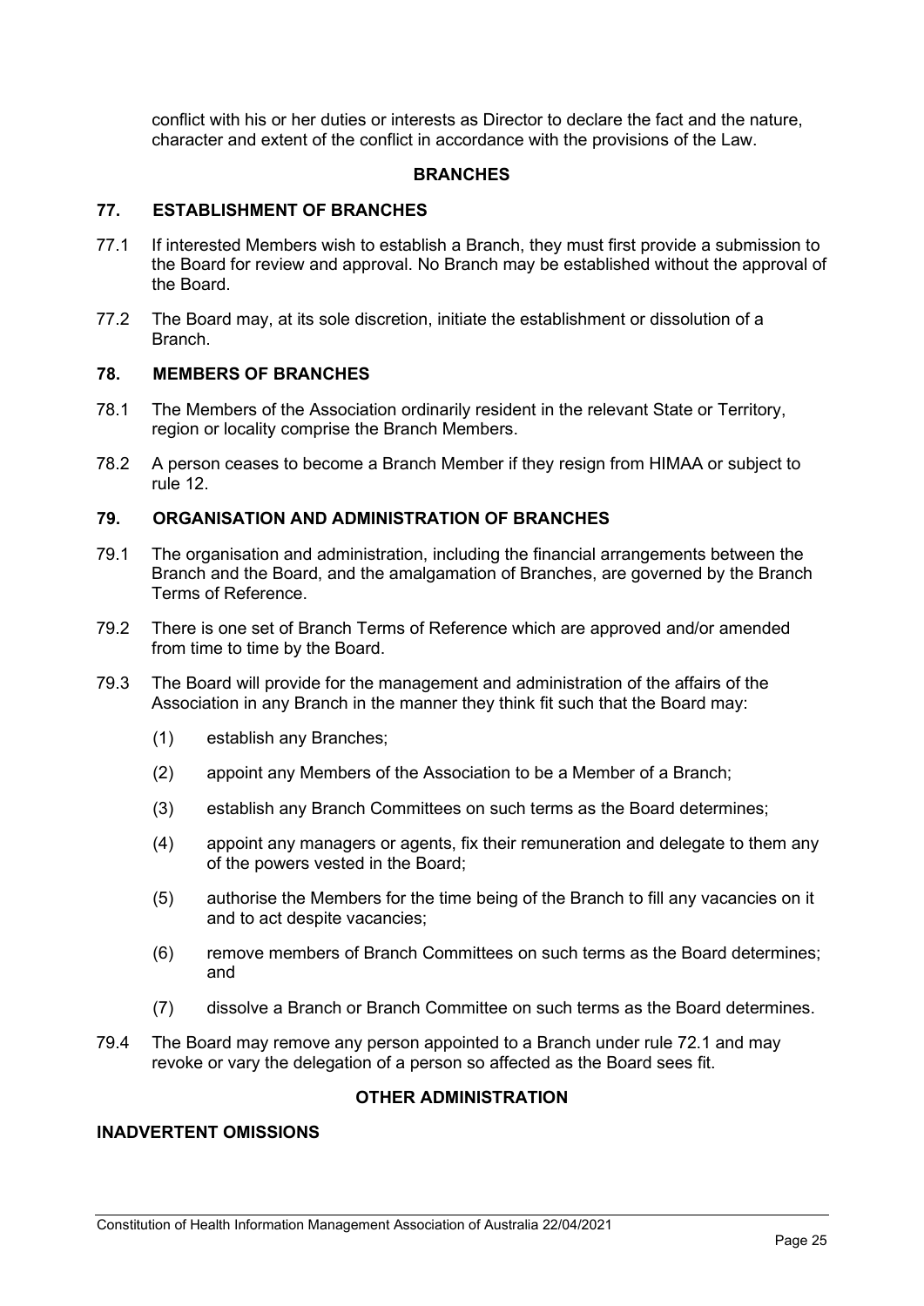conflict with his or her duties or interests as Director to declare the fact and the nature, character and extent of the conflict in accordance with the provisions of the Law.

## BRANCHES

### 77. ESTABLISHMENT OF BRANCHES

77.1 If interested Members wish to establish a Branch, they must first provide a submission to the Board for review and approval. No Branch may be established without the approval of the Board.

77.2 The Board may, at its sole discretion, initiate the establishment or dissolution of a Branch.

### 78. MEMBERS OF BRANCHES

78.1 The Members of the Association ordinarily resident in the relevant State or Territory, region or locality comprise the Branch Members.

78.2 A person ceases to become a Branch Member if they resign from HIMAA or subject to rule 12.

### 79. ORGANISATION AND ADMINISTRATION OF BRANCHES

79.1 The organisation and administration, including the financial arrangements between the Branch and the Board, and the amalgamation of Branches, are governed by the Branch Terms of Reference.

79.2 There is one set of Branch Terms of Reference which are approved and/or amended from time to time by the Board.

79.3 The Board will provide for the management and administration of the affairs of the Association in any Branch in the manner they think fit such that the Board may:

(1) establish any Branches;

(2) appoint any Members of the Association to be a Member of a Branch;

(3) establish any Branch Committees on such terms as the Board determines;

(4) appoint any managers or agents, fix their remuneration and delegate to them any of the powers vested in the Board;

(5) authorise the Members for the time being of the Branch to fill any vacancies on it and to act despite vacancies;

(6) remove members of Branch Committees on such terms as the Board determines; and

(7) dissolve a Branch or Branch Committee on such terms as the Board determines.

79.4 The Board may remove any person appointed to a Branch under rule 72.1 and may revoke or vary the delegation of a person so affected as the Board sees fit.

## OTHER ADMINISTRATION

### INADVERTENT OMISSIONS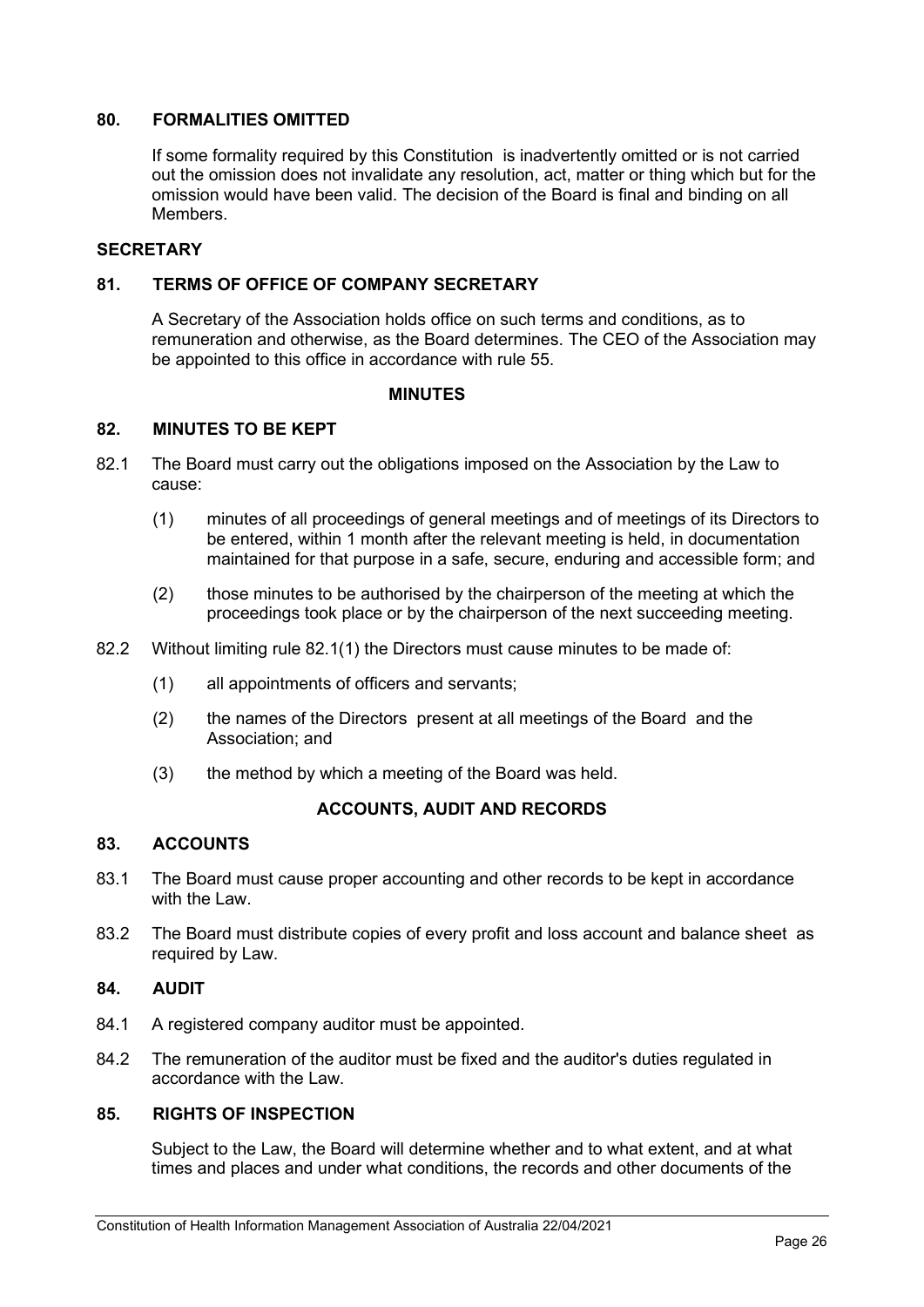### 80. FORMALITIES OMITTED

If some formality required by this Constitution is inadvertently omitted or is not carried out the omission does not invalidate any resolution, act, matter or thing which but for the omission would have been valid. The decision of the Board is final and binding on all Members.

## SECRETARY

### 81. TERMS OF OFFICE OF COMPANY SECRETARY

A Secretary of the Association holds office on such terms and conditions, as to remuneration and otherwise, as the Board determines. The CEO of the Association may be appointed to this office in accordance with rule 55.

## MINUTES

### 82. MINUTES TO BE KEPT

82.1 The Board must carry out the obligations imposed on the Association by the Law to cause:

(1) minutes of all proceedings of general meetings and of meetings of its Directors to be entered, within 1 month after the relevant meeting is held, in documentation maintained for that purpose in a safe, secure, enduring and accessible form; and

(2) those minutes to be authorised by the chairperson of the meeting at which the proceedings took place or by the chairperson of the next succeeding meeting.

82.2 Without limiting rule 82.1(1) the Directors must cause minutes to be made of:

(1) all appointments of officers and servants;

(2) the names of the Directors present at all meetings of the Board and the Association; and

(3) the method by which a meeting of the Board was held.

## ACCOUNTS, AUDIT AND RECORDS

### 83. ACCOUNTS

83.1 The Board must cause proper accounting and other records to be kept in accordance with the Law.

83.2 The Board must distribute copies of every profit and loss account and balance sheet as required by Law.

### 84. AUDIT

84.1 A registered company auditor must be appointed.

84.2 The remuneration of the auditor must be fixed and the auditor's duties regulated in accordance with the Law.

### 85. RIGHTS OF INSPECTION

Subject to the Law, the Board will determine whether and to what extent, and at what times and places and under what conditions, the records and other documents of the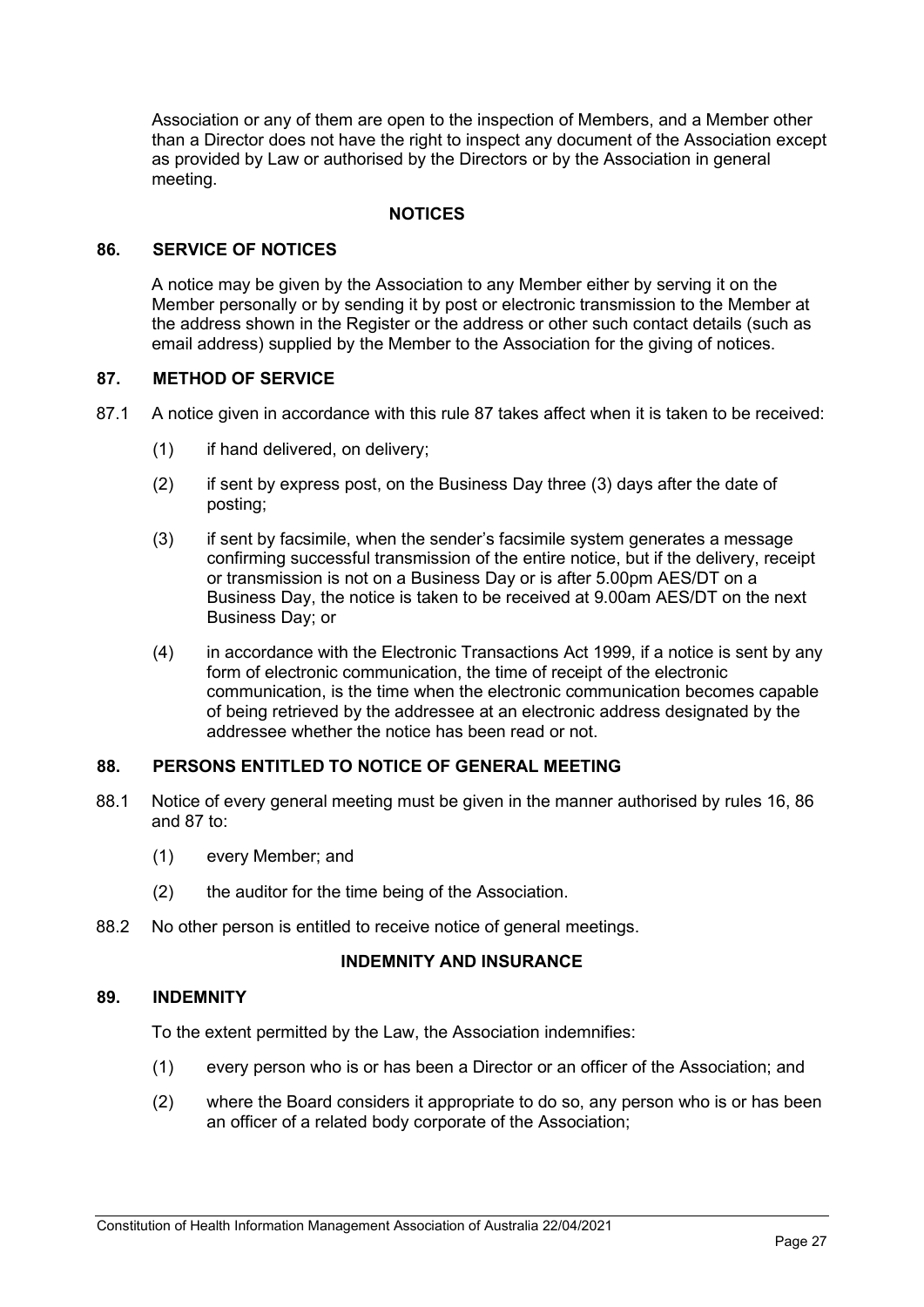Association or any of them are open to the inspection of Members, and a Member other than a Director does not have the right to inspect any document of the Association except as provided by Law or authorised by the Directors or by the Association in general meeting.

## NOTICES

### 86. SERVICE OF NOTICES

A notice may be given by the Association to any Member either by serving it on the Member personally or by sending it by post or electronic transmission to the Member at the address shown in the Register or the address or other such contact details (such as email address) supplied by the Member to the Association for the giving of notices.

### 87. METHOD OF SERVICE

87.1 A notice given in accordance with this rule 87 takes affect when it is taken to be received:

(1) if hand delivered, on delivery;

(2) if sent by express post, on the Business Day three (3) days after the date of posting;

(3) if sent by facsimile, when the sender's facsimile system generates a message confirming successful transmission of the entire notice, but if the delivery, receipt or transmission is not on a Business Day or is after 5.00pm AES/DT on a Business Day, the notice is taken to be received at 9.00am AES/DT on the next Business Day; or

(4) in accordance with the Electronic Transactions Act 1999, if a notice is sent by any form of electronic communication, the time of receipt of the electronic communication, is the time when the electronic communication becomes capable of being retrieved by the addressee at an electronic address designated by the addressee whether the notice has been read or not.

### 88. PERSONS ENTITLED TO NOTICE OF GENERAL MEETING

88.1 Notice of every general meeting must be given in the manner authorised by rules 16, 86 and 87 to:

(1) every Member; and

(2) the auditor for the time being of the Association.

88.2 No other person is entitled to receive notice of general meetings.

## INDEMNITY AND INSURANCE

### 89. INDEMNITY

To the extent permitted by the Law, the Association indemnifies:

(1) every person who is or has been a Director or an officer of the Association; and

(2) where the Board considers it appropriate to do so, any person who is or has been an officer of a related body corporate of the Association;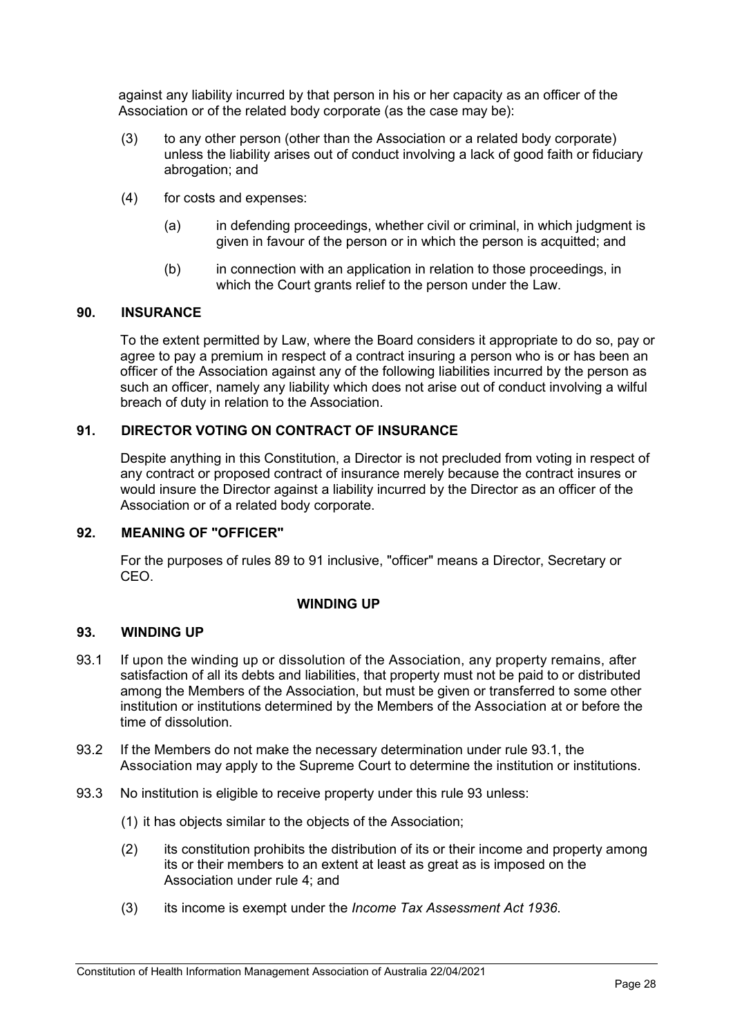against any liability incurred by that person in his or her capacity as an officer of the Association or of the related body corporate (as the case may be):

(3) to any other person (other than the Association or a related body corporate) unless the liability arises out of conduct involving a lack of good faith or fiduciary abrogation; and

(4) for costs and expenses:

(a) in defending proceedings, whether civil or criminal, in which judgment is given in favour of the person or in which the person is acquitted; and

(b) in connection with an application in relation to those proceedings, in which the Court grants relief to the person under the Law.

### 90. INSURANCE

To the extent permitted by Law, where the Board considers it appropriate to do so, pay or agree to pay a premium in respect of a contract insuring a person who is or has been an officer of the Association against any of the following liabilities incurred by the person as such an officer, namely any liability which does not arise out of conduct involving a wilful breach of duty in relation to the Association.

### 91. DIRECTOR VOTING ON CONTRACT OF INSURANCE

Despite anything in this Constitution, a Director is not precluded from voting in respect of any contract or proposed contract of insurance merely because the contract insures or would insure the Director against a liability incurred by the Director as an officer of the Association or of a related body corporate.

### 92. MEANING OF "OFFICER"

For the purposes of rules 89 to 91 inclusive, "officer" means a Director, Secretary or CEO.

## WINDING UP

### 93. WINDING UP

93.1 If upon the winding up or dissolution of the Association, any property remains, after satisfaction of all its debts and liabilities, that property must not be paid to or distributed among the Members of the Association, but must be given or transferred to some other institution or institutions determined by the Members of the Association at or before the time of dissolution.

93.2 If the Members do not make the necessary determination under rule 93.1, the Association may apply to the Supreme Court to determine the institution or institutions.

93.3 No institution is eligible to receive property under this rule 93 unless:

(1) it has objects similar to the objects of the Association;

(2) its constitution prohibits the distribution of its or their income and property among its or their members to an extent at least as great as is imposed on the Association under rule 4; and

(3) its income is exempt under the *Income Tax Assessment Act 1936*.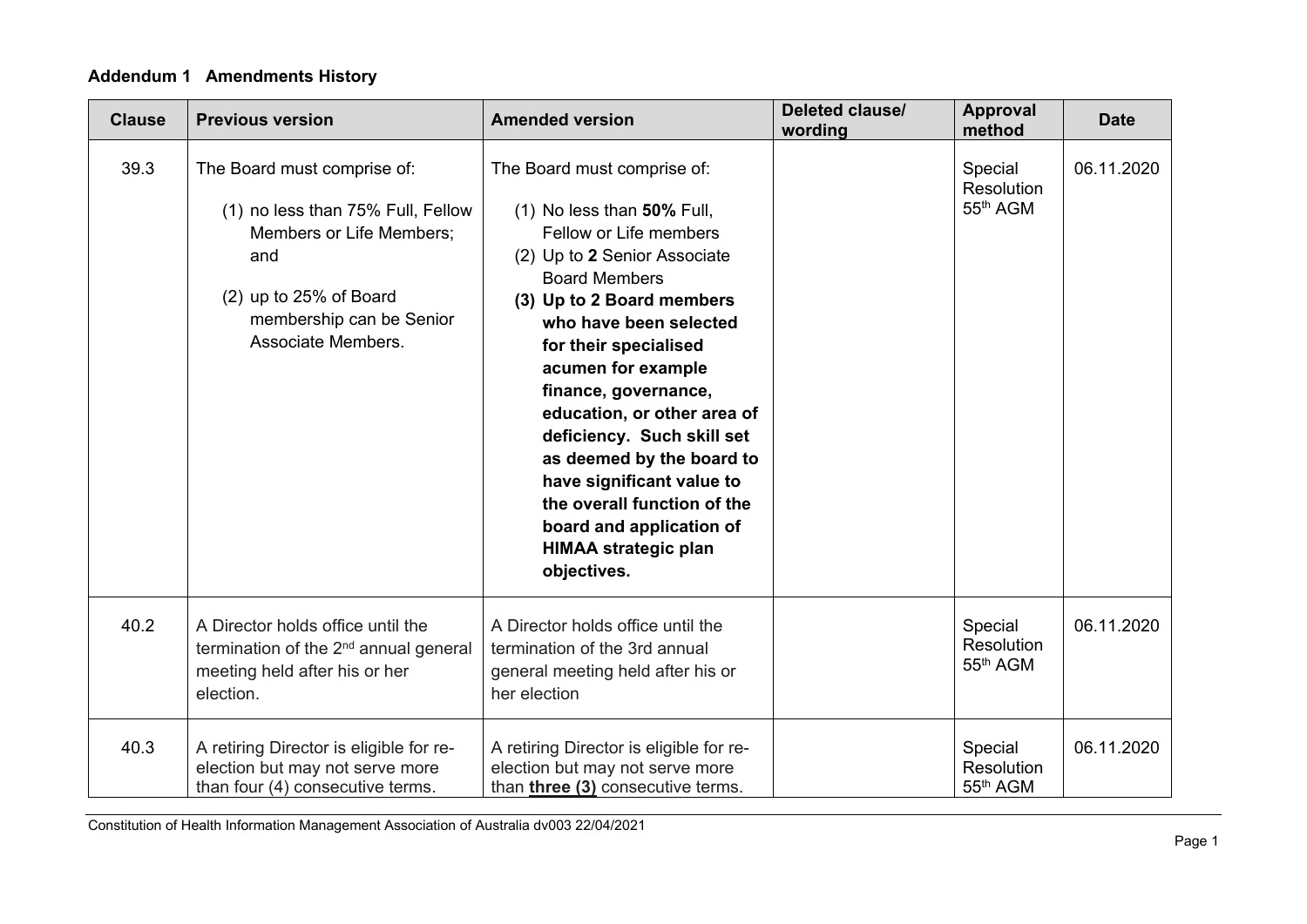**Addendum 1 Amendments History**

| Clause | Previous version | Amended version | Deleted clause/ wording | Approval method | Date |
|---|---|---|---|---|---|
| 39.3 | The Board must comprise of:<br>(1) no less than 75% Full, Fellow Members or Life Members; and<br>(2) up to 25% of Board membership can be Senior Associate Members. | The Board must comprise of:<br>(1) No less than **50%** Full, Fellow or Life members<br>(2) Up to **2** Senior Associate Board Members<br>**(3) Up to 2 Board members who have been selected for their specialised acumen for example finance, governance, education, or other area of deficiency. Such skill set as deemed by the board to have significant value to the overall function of the board and application of HIMAA strategic plan objectives.** | | Special Resolution 55th AGM | 06.11.2020 |
| 40.2 | A Director holds office until the termination of the 2nd annual general meeting held after his or her election. | A Director holds office until the termination of the 3rd annual general meeting held after his or her election | | Special Resolution 55th AGM | 06.11.2020 |
| 40.3 | A retiring Director is eligible for re-election but may not serve more than four (4) consecutive terms. | A retiring Director is eligible for re-election but may not serve more than **three (3)** consecutive terms. | | Special Resolution 55th AGM | 06.11.2020 |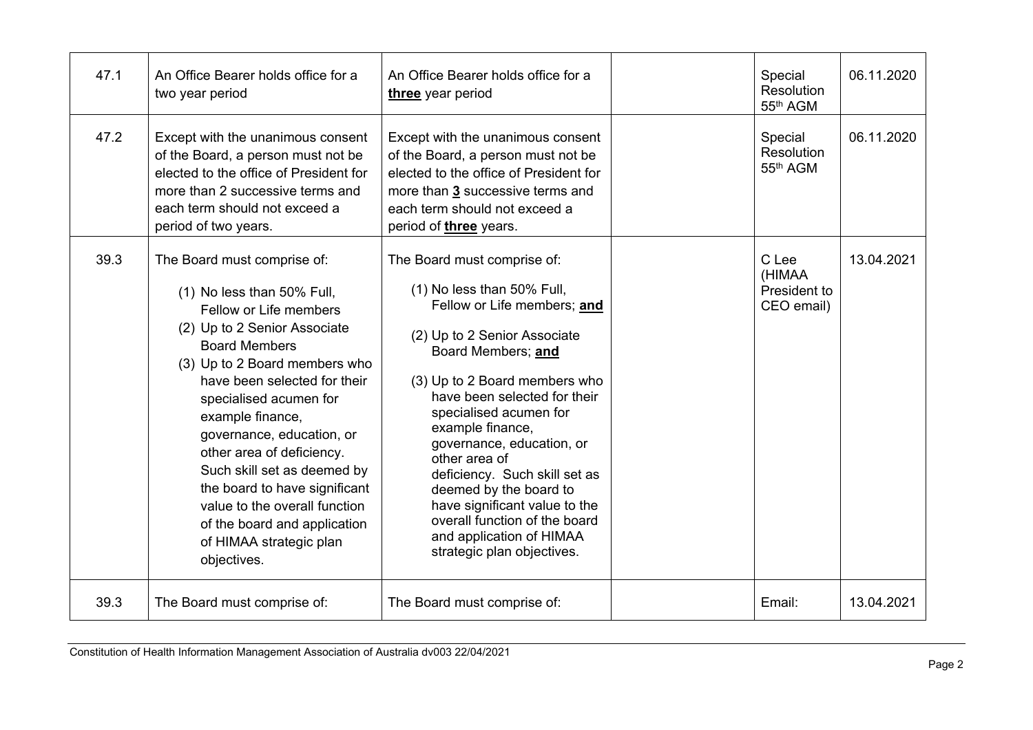| 47.1 | An Office Bearer holds office for a two year period | An Office Bearer holds office for a **three** year period | | Special Resolution 55th AGM | 06.11.2020 |
|---|---|---|---|---|---|
| 47.2 | Except with the unanimous consent of the Board, a person must not be elected to the office of President for more than 2 successive terms and each term should not exceed a period of two years. | Except with the unanimous consent of the Board, a person must not be elected to the office of President for more than **3** successive terms and each term should not exceed a period of **three** years. | | Special Resolution 55th AGM | 06.11.2020 |
| 39.3 | The Board must comprise of:<br>(1) No less than 50% Full, Fellow or Life members<br>(2) Up to 2 Senior Associate Board Members<br>(3) Up to 2 Board members who have been selected for their specialised acumen for example finance, governance, education, or other area of deficiency. Such skill set as deemed by the board to have significant value to the overall function of the board and application of HIMAA strategic plan objectives. | The Board must comprise of:<br>(1) No less than 50% Full, Fellow or Life members; **and**<br>(2) Up to 2 Senior Associate Board Members; **and**<br>(3) Up to 2 Board members who have been selected for their specialised acumen for example finance, governance, education, or other area of deficiency. Such skill set as deemed by the board to have significant value to the overall function of the board and application of HIMAA strategic plan objectives. | | C Lee (HIMAA President to CEO email) | 13.04.2021 |
| 39.3 | The Board must comprise of: | The Board must comprise of: | | Email: | 13.04.2021 |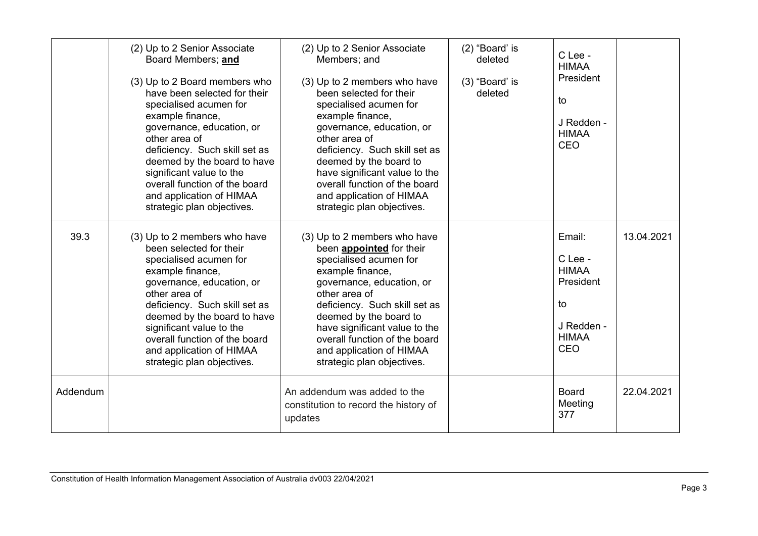| | | | | | |
|---|---|---|---|---|---|
| | (2) Up to 2 Senior Associate Board Members; **and**<br><br>(3) Up to 2 Board members who have been selected for their specialised acumen for example finance, governance, education, or other area of deficiency. Such skill set as deemed by the board to have significant value to the overall function of the board and application of HIMAA strategic plan objectives. | (2) Up to 2 Senior Associate Members; and<br><br>(3) Up to 2 members who have been selected for their specialised acumen for example finance, governance, education, or other area of deficiency. Such skill set as deemed by the board to have significant value to the overall function of the board and application of HIMAA strategic plan objectives. | (2) "Board' is deleted<br><br>(3) "Board' is deleted | C Lee - HIMAA President<br><br>to<br><br>J Redden - HIMAA CEO | |
| 39.3 | (3) Up to 2 members who have been selected for their specialised acumen for example finance, governance, education, or other area of deficiency. Such skill set as deemed by the board to have significant value to the overall function of the board and application of HIMAA strategic plan objectives. | (3) Up to 2 members who have been **appointed** for their specialised acumen for example finance, governance, education, or other area of deficiency. Such skill set as deemed by the board to have significant value to the overall function of the board and application of HIMAA strategic plan objectives. | | Email:<br><br>C Lee - HIMAA President<br><br>to<br><br>J Redden - HIMAA CEO | 13.04.2021 |
| Addendum | | An addendum was added to the constitution to record the history of updates | | Board Meeting 377 | 22.04.2021 |